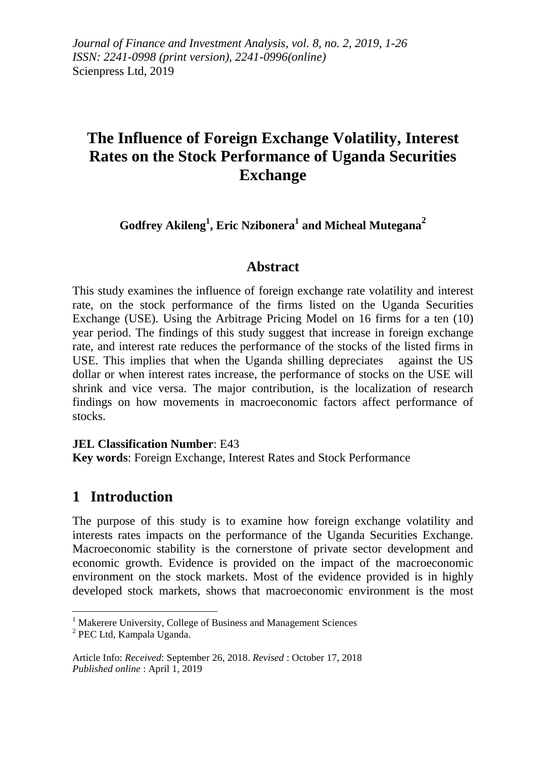*Journal of Finance and Investment Analysis, vol. 8, no. 2, 2019, 1-26*
*ISSN: 2241-0998 (print version), 2241-0996(online)*
Scienpress Ltd, 2019

# The Influence of Foreign Exchange Volatility, Interest Rates on the Stock Performance of Uganda Securities Exchange

**Godfrey Akileng[1], Eric Nzibonera[1] and Micheal Mutegana[2]**

## Abstract

This study examines the influence of foreign exchange rate volatility and interest rate, on the stock performance of the firms listed on the Uganda Securities Exchange (USE). Using the Arbitrage Pricing Model on 16 firms for a ten (10) year period. The findings of this study suggest that increase in foreign exchange rate, and interest rate reduces the performance of the stocks of the listed firms in USE. This implies that when the Uganda shilling depreciates against the US dollar or when interest rates increase, the performance of stocks on the USE will shrink and vice versa. The major contribution, is the localization of research findings on how movements in macroeconomic factors affect performance of stocks.

**JEL Classification Number**: E43
**Key words**: Foreign Exchange, Interest Rates and Stock Performance

## 1 Introduction

The purpose of this study is to examine how foreign exchange volatility and interests rates impacts on the performance of the Uganda Securities Exchange. Macroeconomic stability is the cornerstone of private sector development and economic growth. Evidence is provided on the impact of the macroeconomic environment on the stock markets. Most of the evidence provided is in highly developed stock markets, shows that macroeconomic environment is the most

---

[1] Makerere University, College of Business and Management Sciences
[2] PEC Ltd, Kampala Uganda.

Article Info: *Received*: September 26, 2018. *Revised* : October 17, 2018
*Published online* : April 1, 2019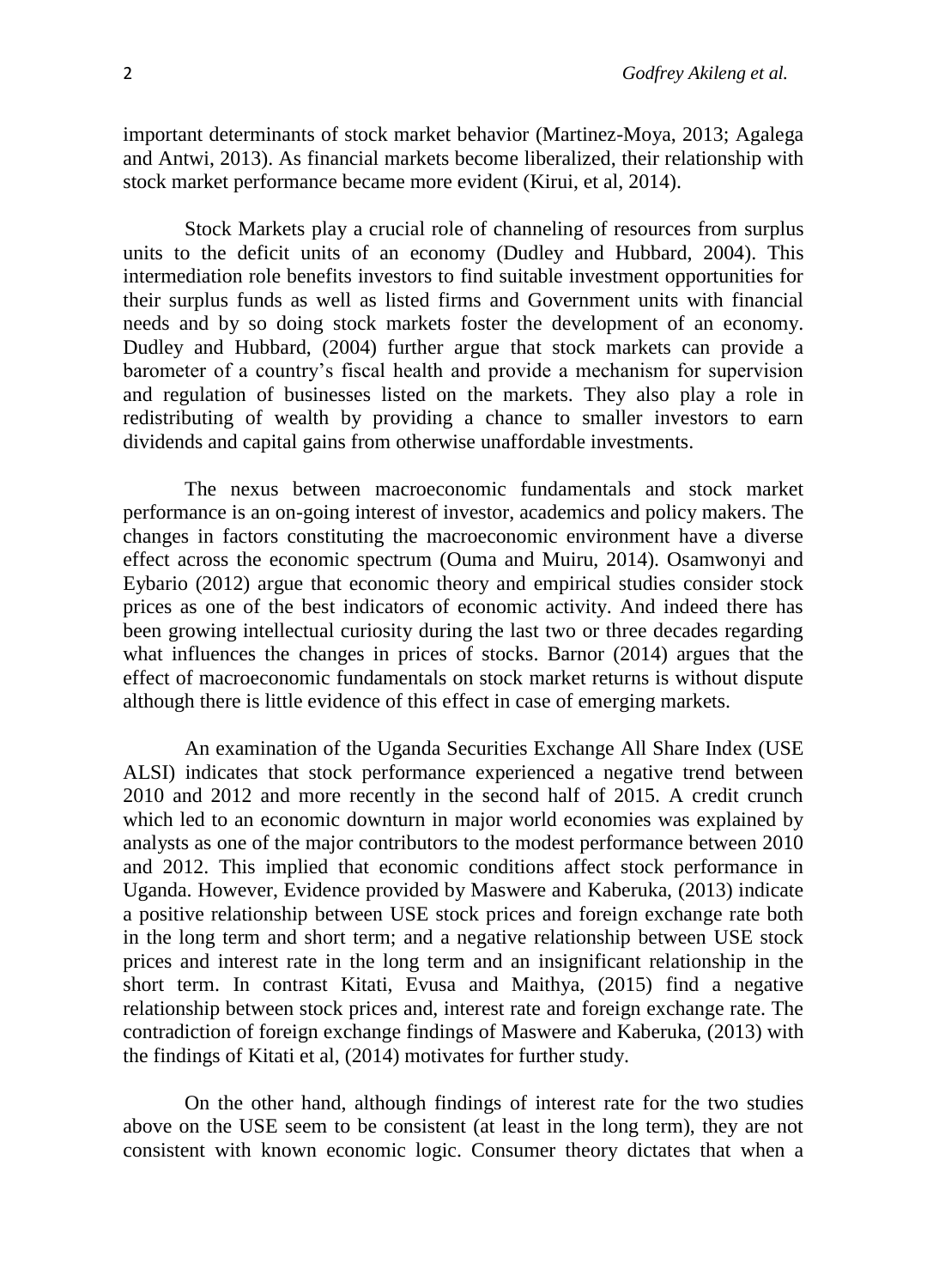important determinants of stock market behavior (Martinez-Moya, 2013; Agalega and Antwi, 2013). As financial markets become liberalized, their relationship with stock market performance became more evident (Kirui, et al, 2014).

Stock Markets play a crucial role of channeling of resources from surplus units to the deficit units of an economy (Dudley and Hubbard, 2004). This intermediation role benefits investors to find suitable investment opportunities for their surplus funds as well as listed firms and Government units with financial needs and by so doing stock markets foster the development of an economy. Dudley and Hubbard, (2004) further argue that stock markets can provide a barometer of a country's fiscal health and provide a mechanism for supervision and regulation of businesses listed on the markets. They also play a role in redistributing of wealth by providing a chance to smaller investors to earn dividends and capital gains from otherwise unaffordable investments.

The nexus between macroeconomic fundamentals and stock market performance is an on-going interest of investor, academics and policy makers. The changes in factors constituting the macroeconomic environment have a diverse effect across the economic spectrum (Ouma and Muiru, 2014). Osamwonyi and Eybario (2012) argue that economic theory and empirical studies consider stock prices as one of the best indicators of economic activity. And indeed there has been growing intellectual curiosity during the last two or three decades regarding what influences the changes in prices of stocks. Barnor (2014) argues that the effect of macroeconomic fundamentals on stock market returns is without dispute although there is little evidence of this effect in case of emerging markets.

An examination of the Uganda Securities Exchange All Share Index (USE ALSI) indicates that stock performance experienced a negative trend between 2010 and 2012 and more recently in the second half of 2015. A credit crunch which led to an economic downturn in major world economies was explained by analysts as one of the major contributors to the modest performance between 2010 and 2012. This implied that economic conditions affect stock performance in Uganda. However, Evidence provided by Maswere and Kaberuka, (2013) indicate a positive relationship between USE stock prices and foreign exchange rate both in the long term and short term; and a negative relationship between USE stock prices and interest rate in the long term and an insignificant relationship in the short term. In contrast Kitati, Evusa and Maithya, (2015) find a negative relationship between stock prices and, interest rate and foreign exchange rate. The contradiction of foreign exchange findings of Maswere and Kaberuka, (2013) with the findings of Kitati et al, (2014) motivates for further study.

On the other hand, although findings of interest rate for the two studies above on the USE seem to be consistent (at least in the long term), they are not consistent with known economic logic. Consumer theory dictates that when a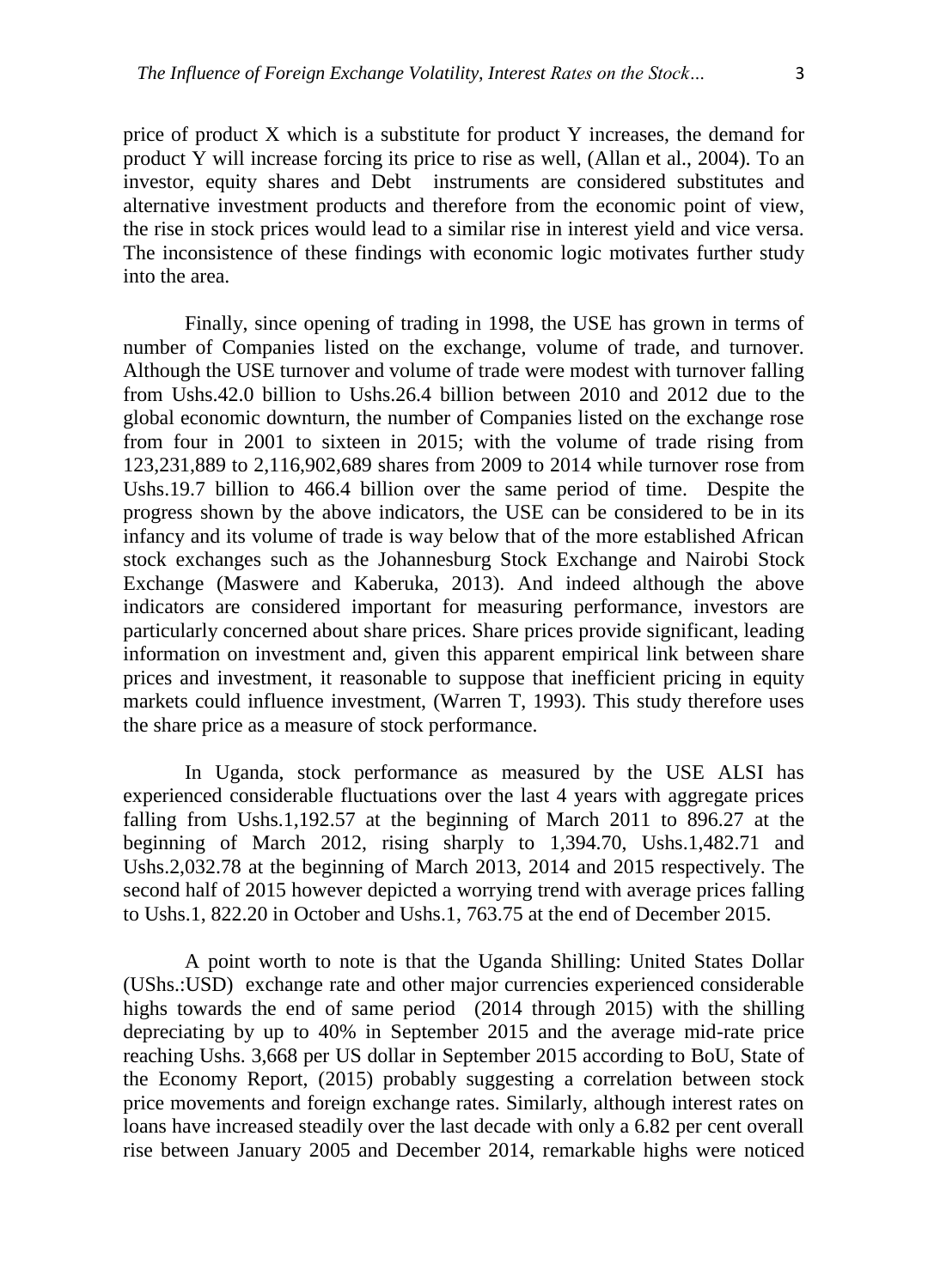price of product X which is a substitute for product Y increases, the demand for product Y will increase forcing its price to rise as well, (Allan et al., 2004). To an investor, equity shares and Debt instruments are considered substitutes and alternative investment products and therefore from the economic point of view, the rise in stock prices would lead to a similar rise in interest yield and vice versa. The inconsistence of these findings with economic logic motivates further study into the area.

Finally, since opening of trading in 1998, the USE has grown in terms of number of Companies listed on the exchange, volume of trade, and turnover. Although the USE turnover and volume of trade were modest with turnover falling from Ushs.42.0 billion to Ushs.26.4 billion between 2010 and 2012 due to the global economic downturn, the number of Companies listed on the exchange rose from four in 2001 to sixteen in 2015; with the volume of trade rising from 123,231,889 to 2,116,902,689 shares from 2009 to 2014 while turnover rose from Ushs.19.7 billion to 466.4 billion over the same period of time. Despite the progress shown by the above indicators, the USE can be considered to be in its infancy and its volume of trade is way below that of the more established African stock exchanges such as the Johannesburg Stock Exchange and Nairobi Stock Exchange (Maswere and Kaberuka, 2013). And indeed although the above indicators are considered important for measuring performance, investors are particularly concerned about share prices. Share prices provide significant, leading information on investment and, given this apparent empirical link between share prices and investment, it reasonable to suppose that inefficient pricing in equity markets could influence investment, (Warren T, 1993). This study therefore uses the share price as a measure of stock performance.

In Uganda, stock performance as measured by the USE ALSI has experienced considerable fluctuations over the last 4 years with aggregate prices falling from Ushs.1,192.57 at the beginning of March 2011 to 896.27 at the beginning of March 2012, rising sharply to 1,394.70, Ushs.1,482.71 and Ushs.2,032.78 at the beginning of March 2013, 2014 and 2015 respectively. The second half of 2015 however depicted a worrying trend with average prices falling to Ushs.1, 822.20 in October and Ushs.1, 763.75 at the end of December 2015.

A point worth to note is that the Uganda Shilling: United States Dollar (UShs.:USD) exchange rate and other major currencies experienced considerable highs towards the end of same period (2014 through 2015) with the shilling depreciating by up to 40% in September 2015 and the average mid-rate price reaching Ushs. 3,668 per US dollar in September 2015 according to BoU, State of the Economy Report, (2015) probably suggesting a correlation between stock price movements and foreign exchange rates. Similarly, although interest rates on loans have increased steadily over the last decade with only a 6.82 per cent overall rise between January 2005 and December 2014, remarkable highs were noticed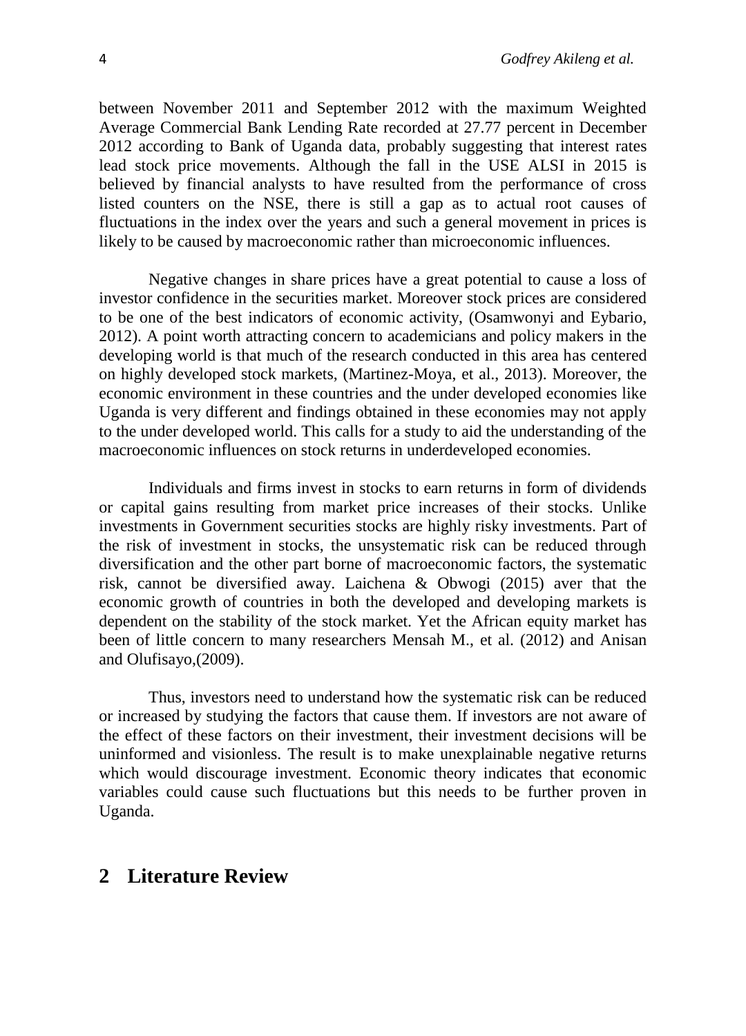between November 2011 and September 2012 with the maximum Weighted Average Commercial Bank Lending Rate recorded at 27.77 percent in December 2012 according to Bank of Uganda data, probably suggesting that interest rates lead stock price movements. Although the fall in the USE ALSI in 2015 is believed by financial analysts to have resulted from the performance of cross listed counters on the NSE, there is still a gap as to actual root causes of fluctuations in the index over the years and such a general movement in prices is likely to be caused by macroeconomic rather than microeconomic influences.

Negative changes in share prices have a great potential to cause a loss of investor confidence in the securities market. Moreover stock prices are considered to be one of the best indicators of economic activity, (Osamwonyi and Eybario, 2012). A point worth attracting concern to academicians and policy makers in the developing world is that much of the research conducted in this area has centered on highly developed stock markets, (Martinez-Moya, et al., 2013). Moreover, the economic environment in these countries and the under developed economies like Uganda is very different and findings obtained in these economies may not apply to the under developed world. This calls for a study to aid the understanding of the macroeconomic influences on stock returns in underdeveloped economies.

Individuals and firms invest in stocks to earn returns in form of dividends or capital gains resulting from market price increases of their stocks. Unlike investments in Government securities stocks are highly risky investments. Part of the risk of investment in stocks, the unsystematic risk can be reduced through diversification and the other part borne of macroeconomic factors, the systematic risk, cannot be diversified away. Laichena & Obwogi (2015) aver that the economic growth of countries in both the developed and developing markets is dependent on the stability of the stock market. Yet the African equity market has been of little concern to many researchers Mensah M., et al. (2012) and Anisan and Olufisayo,(2009).

Thus, investors need to understand how the systematic risk can be reduced or increased by studying the factors that cause them. If investors are not aware of the effect of these factors on their investment, their investment decisions will be uninformed and visionless. The result is to make unexplainable negative returns which would discourage investment. Economic theory indicates that economic variables could cause such fluctuations but this needs to be further proven in Uganda.

## 2 Literature Review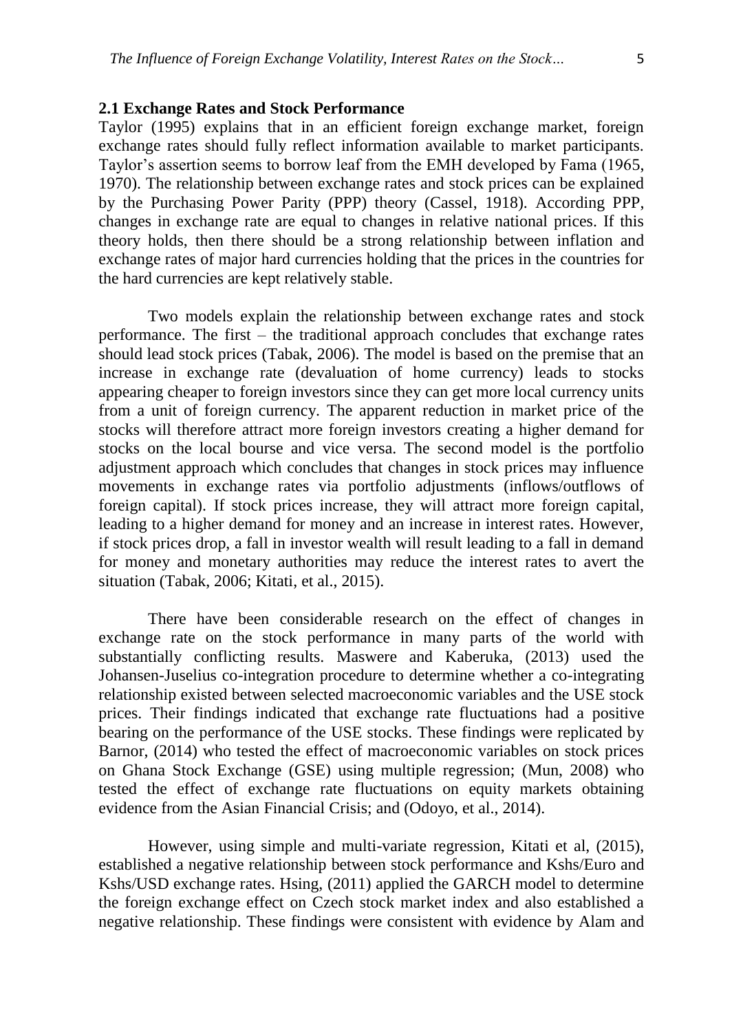## 2.1 Exchange Rates and Stock Performance

Taylor (1995) explains that in an efficient foreign exchange market, foreign exchange rates should fully reflect information available to market participants. Taylor's assertion seems to borrow leaf from the EMH developed by Fama (1965, 1970). The relationship between exchange rates and stock prices can be explained by the Purchasing Power Parity (PPP) theory (Cassel, 1918). According PPP, changes in exchange rate are equal to changes in relative national prices. If this theory holds, then there should be a strong relationship between inflation and exchange rates of major hard currencies holding that the prices in the countries for the hard currencies are kept relatively stable.

Two models explain the relationship between exchange rates and stock performance. The first – the traditional approach concludes that exchange rates should lead stock prices (Tabak, 2006). The model is based on the premise that an increase in exchange rate (devaluation of home currency) leads to stocks appearing cheaper to foreign investors since they can get more local currency units from a unit of foreign currency. The apparent reduction in market price of the stocks will therefore attract more foreign investors creating a higher demand for stocks on the local bourse and vice versa. The second model is the portfolio adjustment approach which concludes that changes in stock prices may influence movements in exchange rates via portfolio adjustments (inflows/outflows of foreign capital). If stock prices increase, they will attract more foreign capital, leading to a higher demand for money and an increase in interest rates. However, if stock prices drop, a fall in investor wealth will result leading to a fall in demand for money and monetary authorities may reduce the interest rates to avert the situation (Tabak, 2006; Kitati, et al., 2015).

There have been considerable research on the effect of changes in exchange rate on the stock performance in many parts of the world with substantially conflicting results. Maswere and Kaberuka, (2013) used the Johansen-Juselius co-integration procedure to determine whether a co-integrating relationship existed between selected macroeconomic variables and the USE stock prices. Their findings indicated that exchange rate fluctuations had a positive bearing on the performance of the USE stocks. These findings were replicated by Barnor, (2014) who tested the effect of macroeconomic variables on stock prices on Ghana Stock Exchange (GSE) using multiple regression; (Mun, 2008) who tested the effect of exchange rate fluctuations on equity markets obtaining evidence from the Asian Financial Crisis; and (Odoyo, et al., 2014).

However, using simple and multi-variate regression, Kitati et al, (2015), established a negative relationship between stock performance and Kshs/Euro and Kshs/USD exchange rates. Hsing, (2011) applied the GARCH model to determine the foreign exchange effect on Czech stock market index and also established a negative relationship. These findings were consistent with evidence by Alam and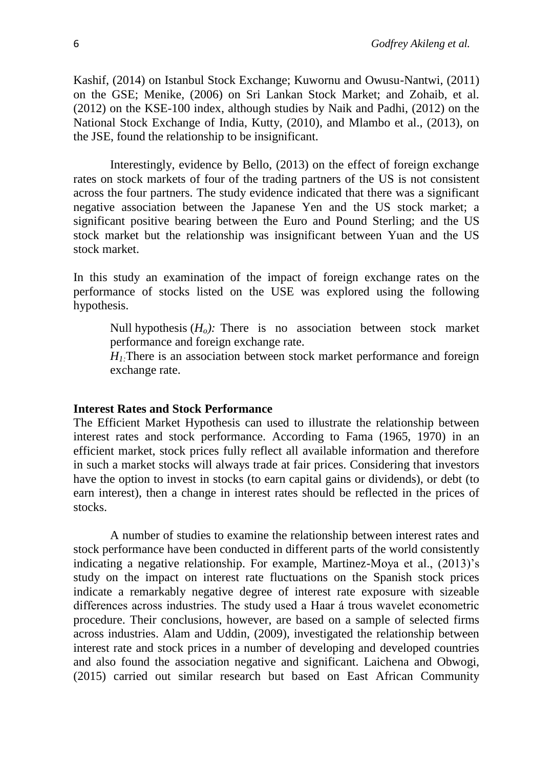Kashif, (2014) on Istanbul Stock Exchange; Kuwornu and Owusu-Nantwi, (2011) on the GSE; Menike, (2006) on Sri Lankan Stock Market; and Zohaib, et al. (2012) on the KSE-100 index, although studies by Naik and Padhi, (2012) on the National Stock Exchange of India, Kutty, (2010), and Mlambo et al., (2013), on the JSE, found the relationship to be insignificant.

Interestingly, evidence by Bello, (2013) on the effect of foreign exchange rates on stock markets of four of the trading partners of the US is not consistent across the four partners. The study evidence indicated that there was a significant negative association between the Japanese Yen and the US stock market; a significant positive bearing between the Euro and Pound Sterling; and the US stock market but the relationship was insignificant between Yuan and the US stock market.

In this study an examination of the impact of foreign exchange rates on the performance of stocks listed on the USE was explored using the following hypothesis.

> Null hypothesis ($H_o$)*:* There is no association between stock market performance and foreign exchange rate.
>
> $H_1$*:*There is an association between stock market performance and foreign exchange rate.

### Interest Rates and Stock Performance

The Efficient Market Hypothesis can used to illustrate the relationship between interest rates and stock performance. According to Fama (1965, 1970) in an efficient market, stock prices fully reflect all available information and therefore in such a market stocks will always trade at fair prices. Considering that investors have the option to invest in stocks (to earn capital gains or dividends), or debt (to earn interest), then a change in interest rates should be reflected in the prices of stocks.

A number of studies to examine the relationship between interest rates and stock performance have been conducted in different parts of the world consistently indicating a negative relationship. For example, Martinez-Moya et al., (2013)'s study on the impact on interest rate fluctuations on the Spanish stock prices indicate a remarkably negative degree of interest rate exposure with sizeable differences across industries. The study used a Haar á trous wavelet econometric procedure. Their conclusions, however, are based on a sample of selected firms across industries. Alam and Uddin, (2009), investigated the relationship between interest rate and stock prices in a number of developing and developed countries and also found the association negative and significant. Laichena and Obwogi, (2015) carried out similar research but based on East African Community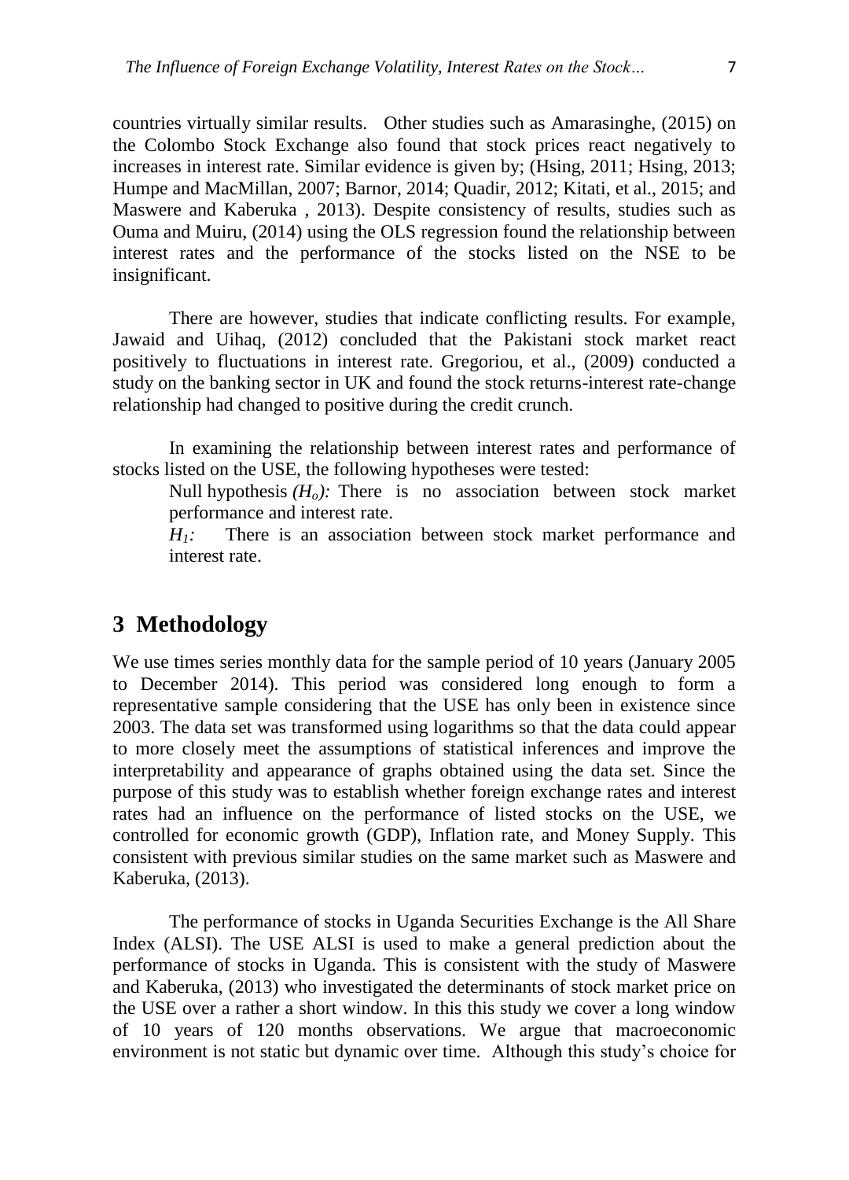countries virtually similar results. Other studies such as Amarasinghe, (2015) on the Colombo Stock Exchange also found that stock prices react negatively to increases in interest rate. Similar evidence is given by; (Hsing, 2011; Hsing, 2013; Humpe and MacMillan, 2007; Barnor, 2014; Quadir, 2012; Kitati, et al., 2015; and Maswere and Kaberuka , 2013). Despite consistency of results, studies such as Ouma and Muiru, (2014) using the OLS regression found the relationship between interest rates and the performance of the stocks listed on the NSE to be insignificant.

There are however, studies that indicate conflicting results. For example, Jawaid and Uihaq, (2012) concluded that the Pakistani stock market react positively to fluctuations in interest rate. Gregoriou, et al., (2009) conducted a study on the banking sector in UK and found the stock returns-interest rate-change relationship had changed to positive during the credit crunch.

In examining the relationship between interest rates and performance of stocks listed on the USE, the following hypotheses were tested:

> Null hypothesis *($H_o$):* There is no association between stock market performance and interest rate.
>
> *$H_1$:* There is an association between stock market performance and interest rate.

## 3 Methodology

We use times series monthly data for the sample period of 10 years (January 2005 to December 2014). This period was considered long enough to form a representative sample considering that the USE has only been in existence since 2003. The data set was transformed using logarithms so that the data could appear to more closely meet the assumptions of statistical inferences and improve the interpretability and appearance of graphs obtained using the data set. Since the purpose of this study was to establish whether foreign exchange rates and interest rates had an influence on the performance of listed stocks on the USE, we controlled for economic growth (GDP), Inflation rate, and Money Supply. This consistent with previous similar studies on the same market such as Maswere and Kaberuka, (2013).

The performance of stocks in Uganda Securities Exchange is the All Share Index (ALSI). The USE ALSI is used to make a general prediction about the performance of stocks in Uganda. This is consistent with the study of Maswere and Kaberuka, (2013) who investigated the determinants of stock market price on the USE over a rather a short window. In this this study we cover a long window of 10 years of 120 months observations. We argue that macroeconomic environment is not static but dynamic over time. Although this study's choice for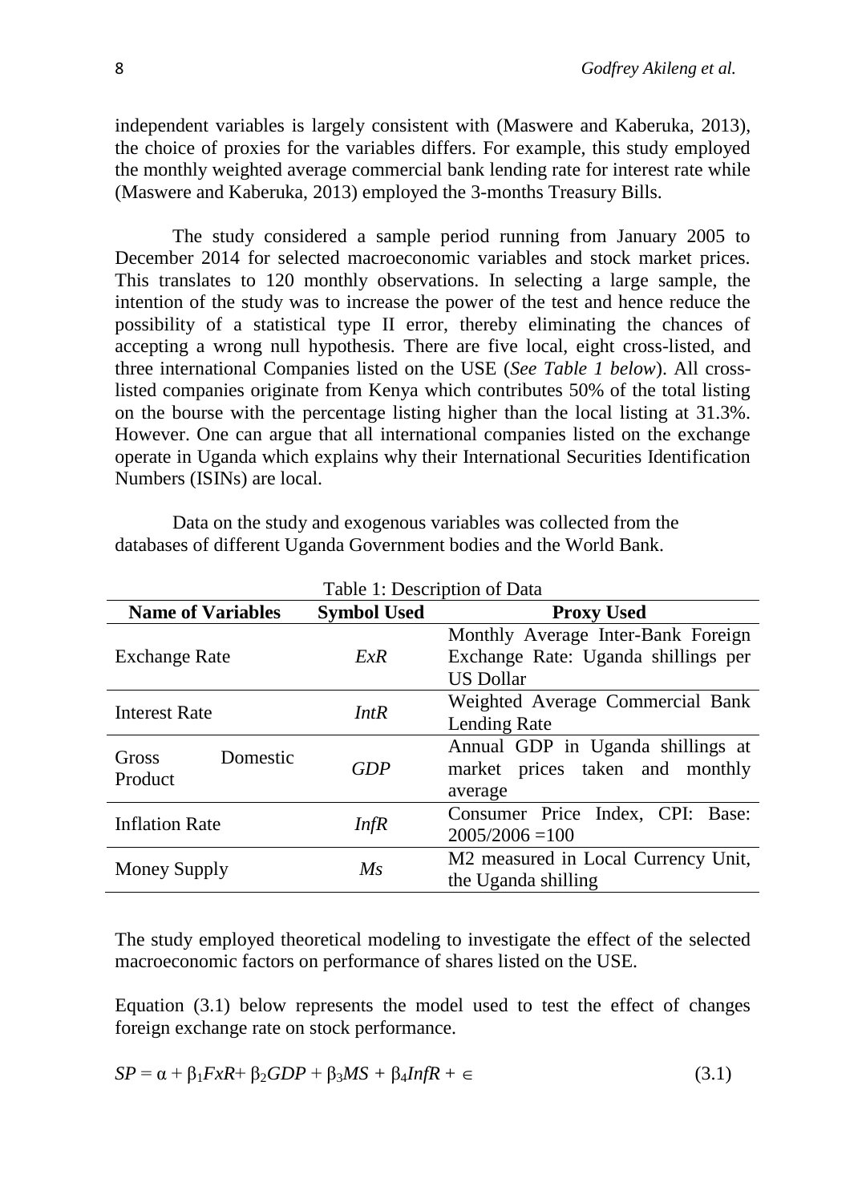independent variables is largely consistent with (Maswere and Kaberuka, 2013), the choice of proxies for the variables differs. For example, this study employed the monthly weighted average commercial bank lending rate for interest rate while (Maswere and Kaberuka, 2013) employed the 3-months Treasury Bills.

The study considered a sample period running from January 2005 to December 2014 for selected macroeconomic variables and stock market prices. This translates to 120 monthly observations. In selecting a large sample, the intention of the study was to increase the power of the test and hence reduce the possibility of a statistical type II error, thereby eliminating the chances of accepting a wrong null hypothesis. There are five local, eight cross-listed, and three international Companies listed on the USE (*See Table 1 below*). All cross-listed companies originate from Kenya which contributes 50% of the total listing on the bourse with the percentage listing higher than the local listing at 31.3%. However. One can argue that all international companies listed on the exchange operate in Uganda which explains why their International Securities Identification Numbers (ISINs) are local.

Data on the study and exogenous variables was collected from the databases of different Uganda Government bodies and the World Bank.

Table 1: Description of Data

| Name of Variables | Symbol Used | Proxy Used |
|---|---|---|
| Exchange Rate | *ExR* | Monthly Average Inter-Bank Foreign Exchange Rate: Uganda shillings per US Dollar |
| Interest Rate | *IntR* | Weighted Average Commercial Bank Lending Rate |
| Gross Domestic Product | *GDP* | Annual GDP in Uganda shillings at market prices taken and monthly average |
| Inflation Rate | *InfR* | Consumer Price Index, CPI: Base: 2005/2006 =100 |
| Money Supply | *Ms* | M2 measured in Local Currency Unit, the Uganda shilling |

The study employed theoretical modeling to investigate the effect of the selected macroeconomic factors on performance of shares listed on the USE.

Equation (3.1) below represents the model used to test the effect of changes foreign exchange rate on stock performance.

$$SP = \alpha + \beta_1 FxR + \beta_2 GDP + \beta_3 MS + \beta_4 InfR + \in \quad (3.1)$$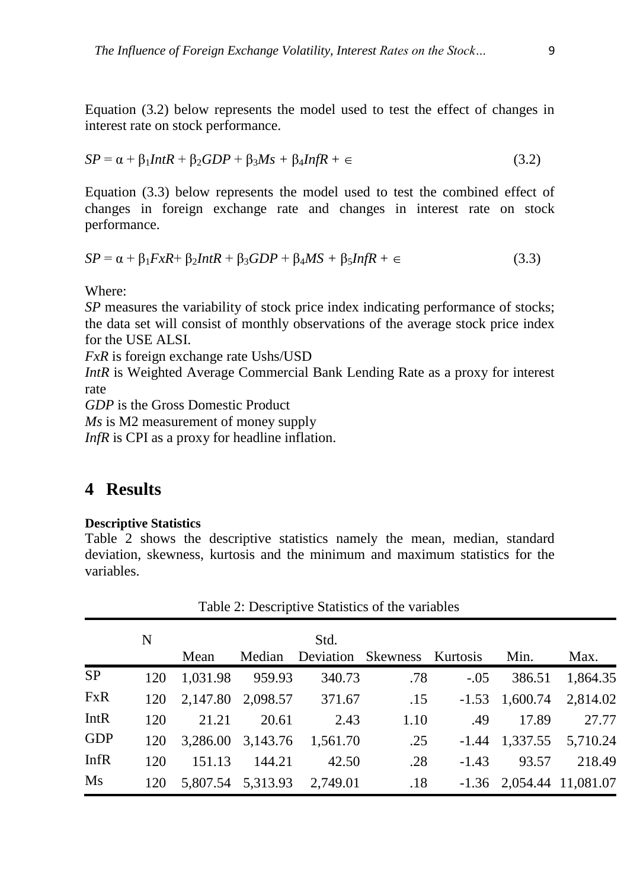Equation (3.2) below represents the model used to test the effect of changes in interest rate on stock performance.

$$SP = \alpha + \beta_1 IntR + \beta_2 GDP + \beta_3 Ms + \beta_4 InfR + \in \tag{3.2}$$

Equation (3.3) below represents the model used to test the combined effect of changes in foreign exchange rate and changes in interest rate on stock performance.

$$SP = \alpha + \beta_1 FxR + \beta_2 IntR + \beta_3 GDP + \beta_4 MS + \beta_5 InfR + \in \tag{3.3}$$

Where:

*SP* measures the variability of stock price index indicating performance of stocks; the data set will consist of monthly observations of the average stock price index for the USE ALSI.

*FxR* is foreign exchange rate Ushs/USD

*IntR* is Weighted Average Commercial Bank Lending Rate as a proxy for interest rate

*GDP* is the Gross Domestic Product

*Ms* is M2 measurement of money supply

*InfR* is CPI as a proxy for headline inflation.

# 4 Results

**Descriptive Statistics**

Table 2 shows the descriptive statistics namely the mean, median, standard deviation, skewness, kurtosis and the minimum and maximum statistics for the variables.

Table 2: Descriptive Statistics of the variables

| | N | Mean | Median | Std. Deviation | Skewness | Kurtosis | Min. | Max. |
|---|---|---|---|---|---|---|---|---|
| SP | 120 | 1,031.98 | 959.93 | 340.73 | .78 | -.05 | 386.51 | 1,864.35 |
| FxR | 120 | 2,147.80 | 2,098.57 | 371.67 | .15 | -1.53 | 1,600.74 | 2,814.02 |
| IntR | 120 | 21.21 | 20.61 | 2.43 | 1.10 | .49 | 17.89 | 27.77 |
| GDP | 120 | 3,286.00 | 3,143.76 | 1,561.70 | .25 | -1.44 | 1,337.55 | 5,710.24 |
| InfR | 120 | 151.13 | 144.21 | 42.50 | .28 | -1.43 | 93.57 | 218.49 |
| Ms | 120 | 5,807.54 | 5,313.93 | 2,749.01 | .18 | -1.36 | 2,054.44 | 11,081.07 |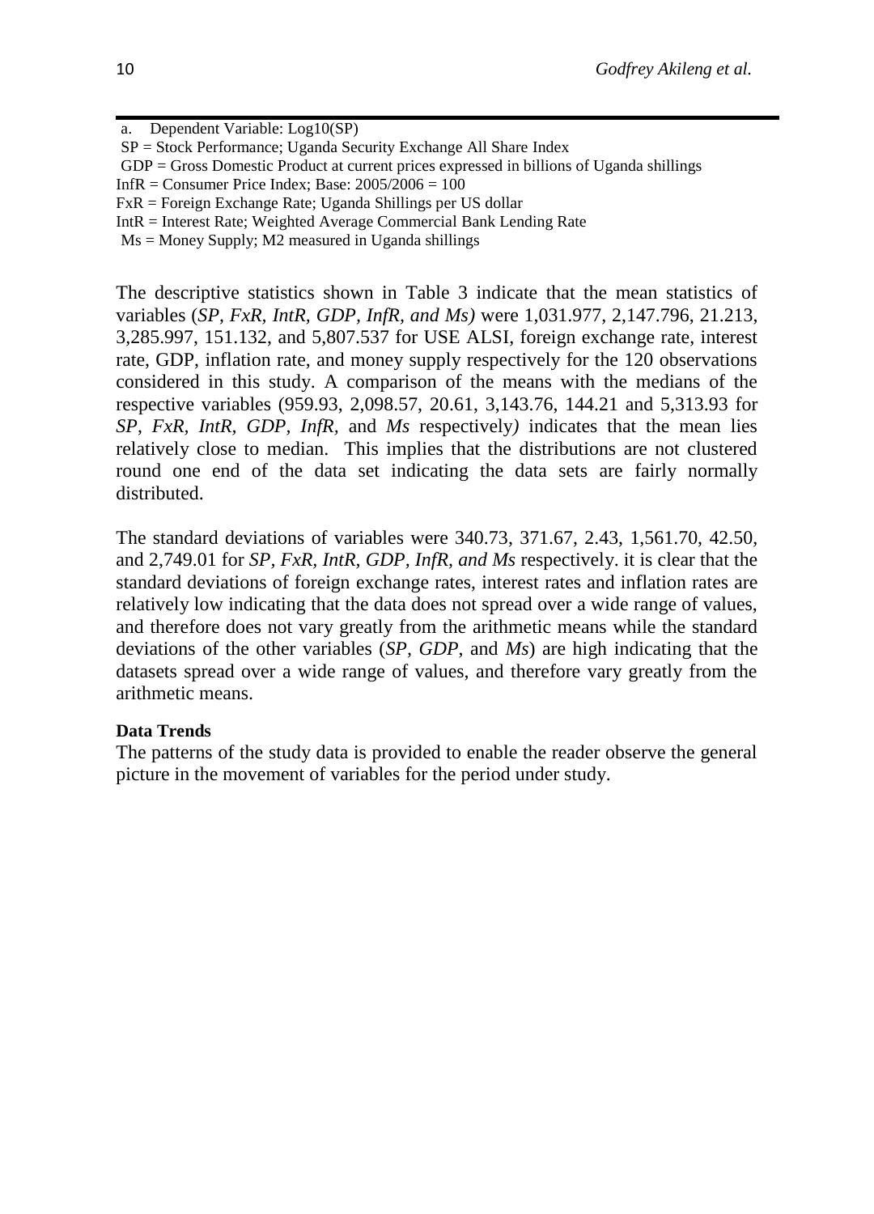a. Dependent Variable: Log10(SP)

SP = Stock Performance; Uganda Security Exchange All Share Index

GDP = Gross Domestic Product at current prices expressed in billions of Uganda shillings

InfR = Consumer Price Index; Base: 2005/2006 = 100

FxR = Foreign Exchange Rate; Uganda Shillings per US dollar

IntR = Interest Rate; Weighted Average Commercial Bank Lending Rate

Ms = Money Supply; M2 measured in Uganda shillings

The descriptive statistics shown in Table 3 indicate that the mean statistics of variables (*SP, FxR, IntR, GDP, InfR, and Ms)* were 1,031.977, 2,147.796, 21.213, 3,285.997, 151.132, and 5,807.537 for USE ALSI, foreign exchange rate, interest rate, GDP, inflation rate, and money supply respectively for the 120 observations considered in this study. A comparison of the means with the medians of the respective variables (959.93, 2,098.57, 20.61, 3,143.76, 144.21 and 5,313.93 for *SP*, *FxR, IntR, GDP, InfR,* and *Ms* respectively*)* indicates that the mean lies relatively close to median. This implies that the distributions are not clustered round one end of the data set indicating the data sets are fairly normally distributed.

The standard deviations of variables were 340.73, 371.67, 2.43, 1,561.70, 42.50, and 2,749.01 for *SP, FxR, IntR, GDP, InfR, and Ms* respectively. it is clear that the standard deviations of foreign exchange rates, interest rates and inflation rates are relatively low indicating that the data does not spread over a wide range of values, and therefore does not vary greatly from the arithmetic means while the standard deviations of the other variables (*SP*, *GDP*, and *Ms*) are high indicating that the datasets spread over a wide range of values, and therefore vary greatly from the arithmetic means.

**Data Trends**

The patterns of the study data is provided to enable the reader observe the general picture in the movement of variables for the period under study.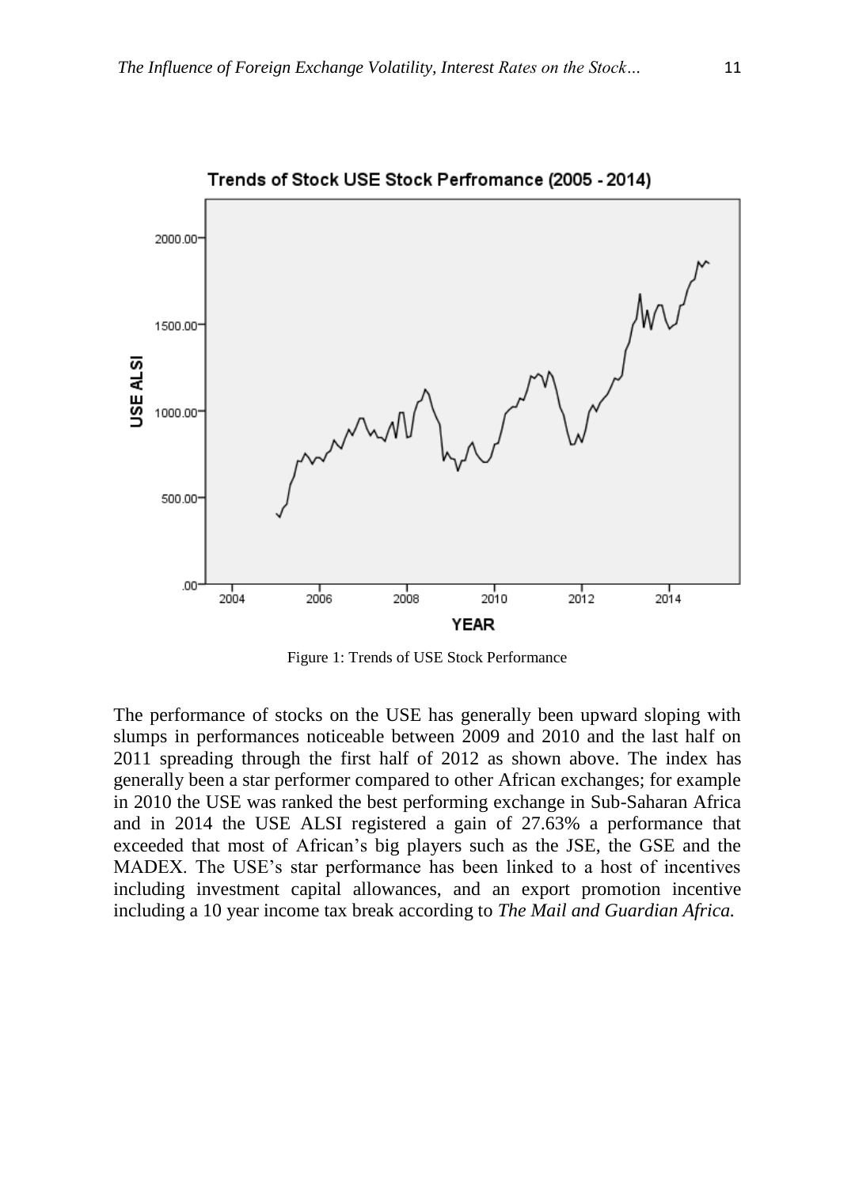Figure 1: Trends of USE Stock Performance

The performance of stocks on the USE has generally been upward sloping with slumps in performances noticeable between 2009 and 2010 and the last half on 2011 spreading through the first half of 2012 as shown above. The index has generally been a star performer compared to other African exchanges; for example in 2010 the USE was ranked the best performing exchange in Sub-Saharan Africa and in 2014 the USE ALSI registered a gain of 27.63% a performance that exceeded that most of African's big players such as the JSE, the GSE and the MADEX. The USE's star performance has been linked to a host of incentives including investment capital allowances, and an export promotion incentive including a 10 year income tax break according to *The Mail and Guardian Africa.*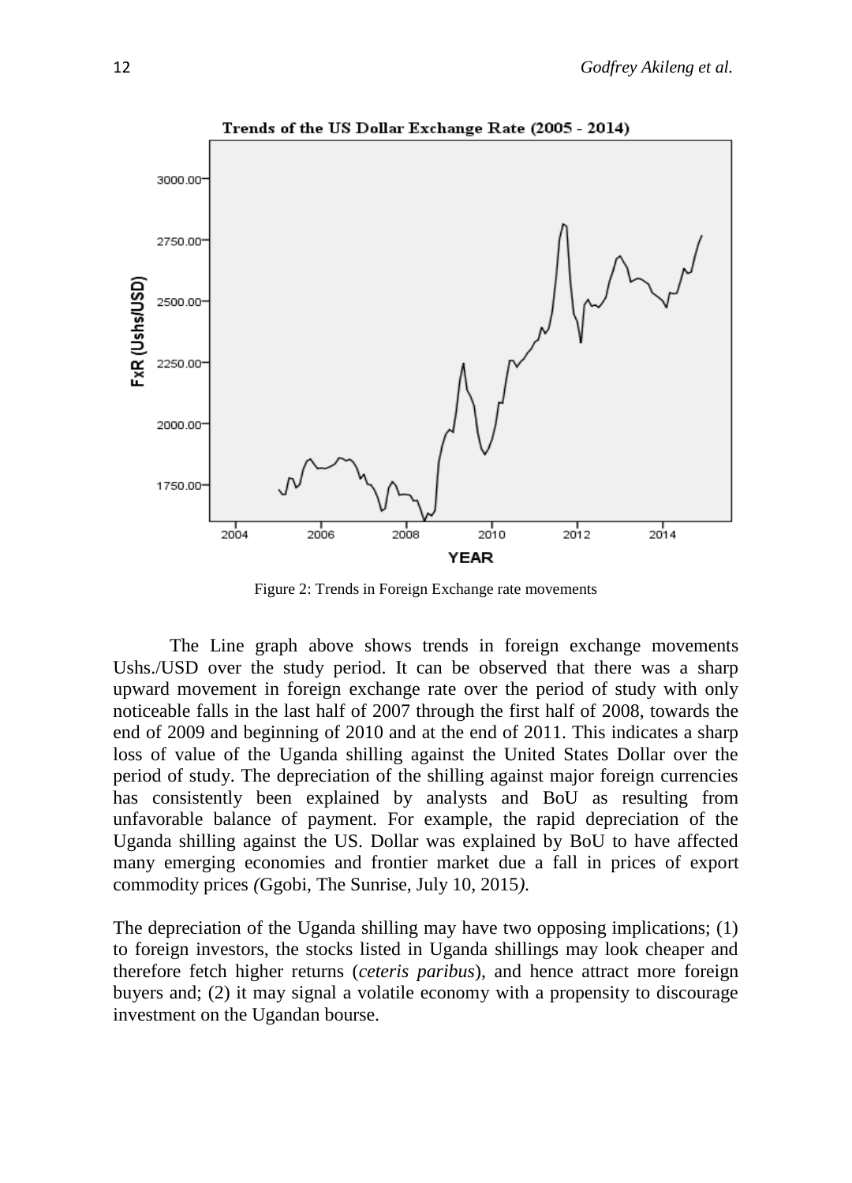Figure 2: Trends in Foreign Exchange rate movements

The Line graph above shows trends in foreign exchange movements Ushs./USD over the study period. It can be observed that there was a sharp upward movement in foreign exchange rate over the period of study with only noticeable falls in the last half of 2007 through the first half of 2008, towards the end of 2009 and beginning of 2010 and at the end of 2011. This indicates a sharp loss of value of the Uganda shilling against the United States Dollar over the period of study. The depreciation of the shilling against major foreign currencies has consistently been explained by analysts and BoU as resulting from unfavorable balance of payment. For example, the rapid depreciation of the Uganda shilling against the US. Dollar was explained by BoU to have affected many emerging economies and frontier market due a fall in prices of export commodity prices *(*Ggobi, The Sunrise, July 10, 2015*).*

The depreciation of the Uganda shilling may have two opposing implications; (1) to foreign investors, the stocks listed in Uganda shillings may look cheaper and therefore fetch higher returns (*ceteris paribus*), and hence attract more foreign buyers and; (2) it may signal a volatile economy with a propensity to discourage investment on the Ugandan bourse.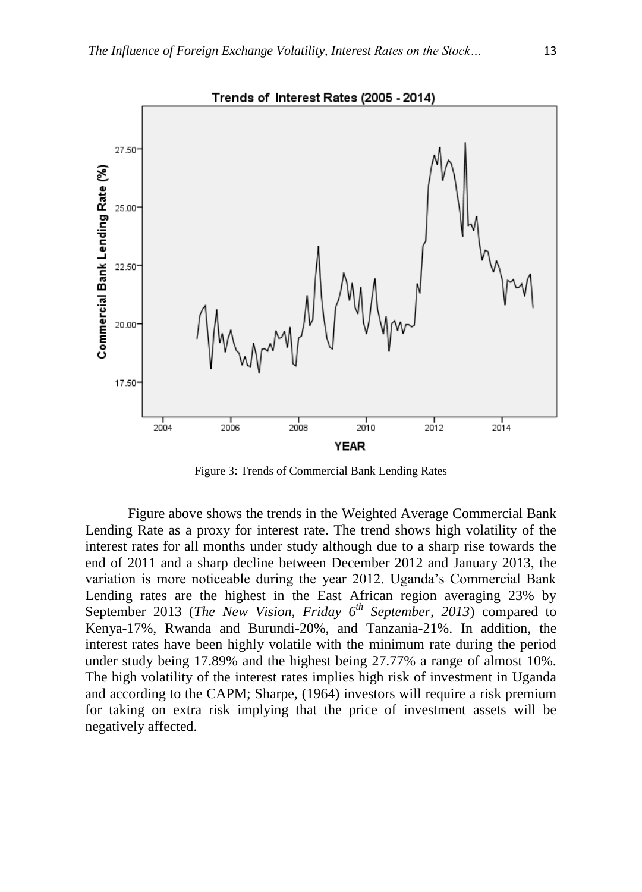Figure 3: Trends of Commercial Bank Lending Rates

Figure above shows the trends in the Weighted Average Commercial Bank Lending Rate as a proxy for interest rate. The trend shows high volatility of the interest rates for all months under study although due to a sharp rise towards the end of 2011 and a sharp decline between December 2012 and January 2013, the variation is more noticeable during the year 2012. Uganda's Commercial Bank Lending rates are the highest in the East African region averaging 23% by September 2013 (*The New Vision, Friday 6th September, 2013*) compared to Kenya-17%, Rwanda and Burundi-20%, and Tanzania-21%. In addition, the interest rates have been highly volatile with the minimum rate during the period under study being 17.89% and the highest being 27.77% a range of almost 10%. The high volatility of the interest rates implies high risk of investment in Uganda and according to the CAPM; Sharpe, (1964) investors will require a risk premium for taking on extra risk implying that the price of investment assets will be negatively affected.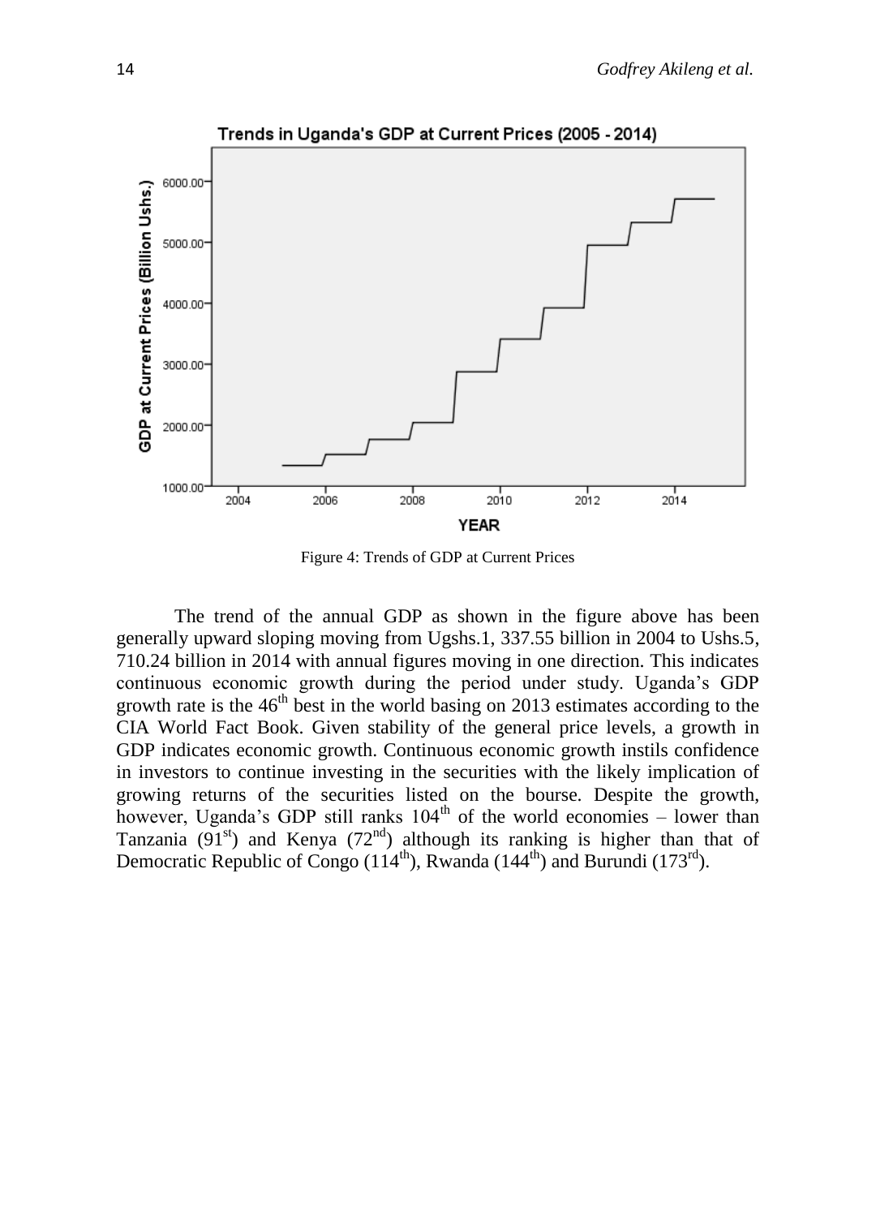Figure 4: Trends of GDP at Current Prices

The trend of the annual GDP as shown in the figure above has been generally upward sloping moving from Ugshs.1, 337.55 billion in 2004 to Ushs.5, 710.24 billion in 2014 with annual figures moving in one direction. This indicates continuous economic growth during the period under study. Uganda's GDP growth rate is the 46th best in the world basing on 2013 estimates according to the CIA World Fact Book. Given stability of the general price levels, a growth in GDP indicates economic growth. Continuous economic growth instils confidence in investors to continue investing in the securities with the likely implication of growing returns of the securities listed on the bourse. Despite the growth, however, Uganda's GDP still ranks 104th of the world economies – lower than Tanzania (91st) and Kenya (72nd) although its ranking is higher than that of Democratic Republic of Congo (114th), Rwanda (144th) and Burundi (173rd).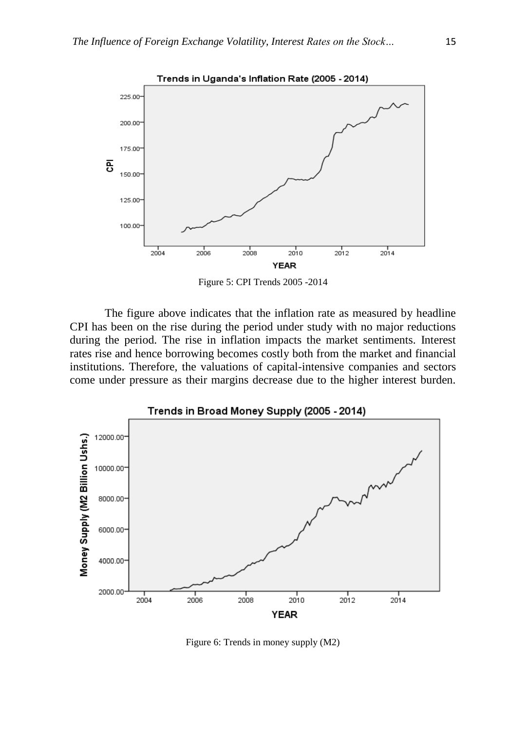Figure 5: CPI Trends 2005 -2014

The figure above indicates that the inflation rate as measured by headline CPI has been on the rise during the period under study with no major reductions during the period. The rise in inflation impacts the market sentiments. Interest rates rise and hence borrowing becomes costly both from the market and financial institutions. Therefore, the valuations of capital-intensive companies and sectors come under pressure as their margins decrease due to the higher interest burden.

Figure 6: Trends in money supply (M2)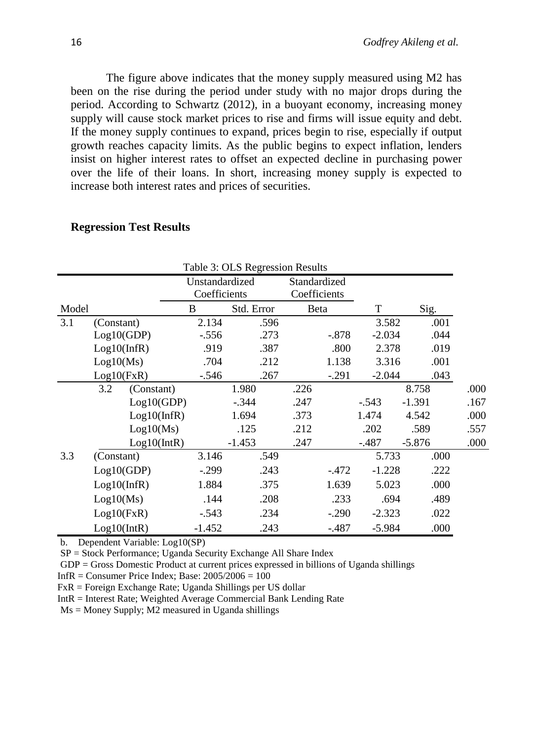The figure above indicates that the money supply measured using M2 has been on the rise during the period under study with no major drops during the period. According to Schwartz (2012), in a buoyant economy, increasing money supply will cause stock market prices to rise and firms will issue equity and debt. If the money supply continues to expand, prices begin to rise, especially if output growth reaches capacity limits. As the public begins to expect inflation, lenders insist on higher interest rates to offset an expected decline in purchasing power over the life of their loans. In short, increasing money supply is expected to increase both interest rates and prices of securities.

**Regression Test Results**

Table 3: OLS Regression Results

| Model | | Unstandardized Coefficients | | Standardized Coefficients | | |
|---|---|---|---|---|---|---|
| | | B | Std. Error | Beta | T | Sig. |
| 3.1 | (Constant) | 2.134 | .596 | | 3.582 | .001 |
| | Log10(GDP) | -.556 | .273 | -.878 | -2.034 | .044 |
| | Log10(InfR) | .919 | .387 | .800 | 2.378 | .019 |
| | Log10(Ms) | .704 | .212 | 1.138 | 3.316 | .001 |
| | Log10(FxR) | -.546 | .267 | -.291 | -2.044 | .043 |
| 3.2 | (Constant) | 1.980 | .226 | | 8.758 | .000 |
| | Log10(GDP) | -.344 | .247 | -.543 | -1.391 | .167 |
| | Log10(InfR) | 1.694 | .373 | 1.474 | 4.542 | .000 |
| | Log10(Ms) | .125 | .212 | .202 | .589 | .557 |
| | Log10(IntR) | -1.453 | .247 | -.487 | -5.876 | .000 |
| 3.3 | (Constant) | 3.146 | .549 | | 5.733 | .000 |
| | Log10(GDP) | -.299 | .243 | -.472 | -1.228 | .222 |
| | Log10(InfR) | 1.884 | .375 | 1.639 | 5.023 | .000 |
| | Log10(Ms) | .144 | .208 | .233 | .694 | .489 |
| | Log10(FxR) | -.543 | .234 | -.290 | -2.323 | .022 |
| | Log10(IntR) | -1.452 | .243 | -.487 | -5.984 | .000 |

b. Dependent Variable: Log10(SP)

SP = Stock Performance; Uganda Security Exchange All Share Index

GDP = Gross Domestic Product at current prices expressed in billions of Uganda shillings

InfR = Consumer Price Index; Base: 2005/2006 = 100

FxR = Foreign Exchange Rate; Uganda Shillings per US dollar

IntR = Interest Rate; Weighted Average Commercial Bank Lending Rate

Ms = Money Supply; M2 measured in Uganda shillings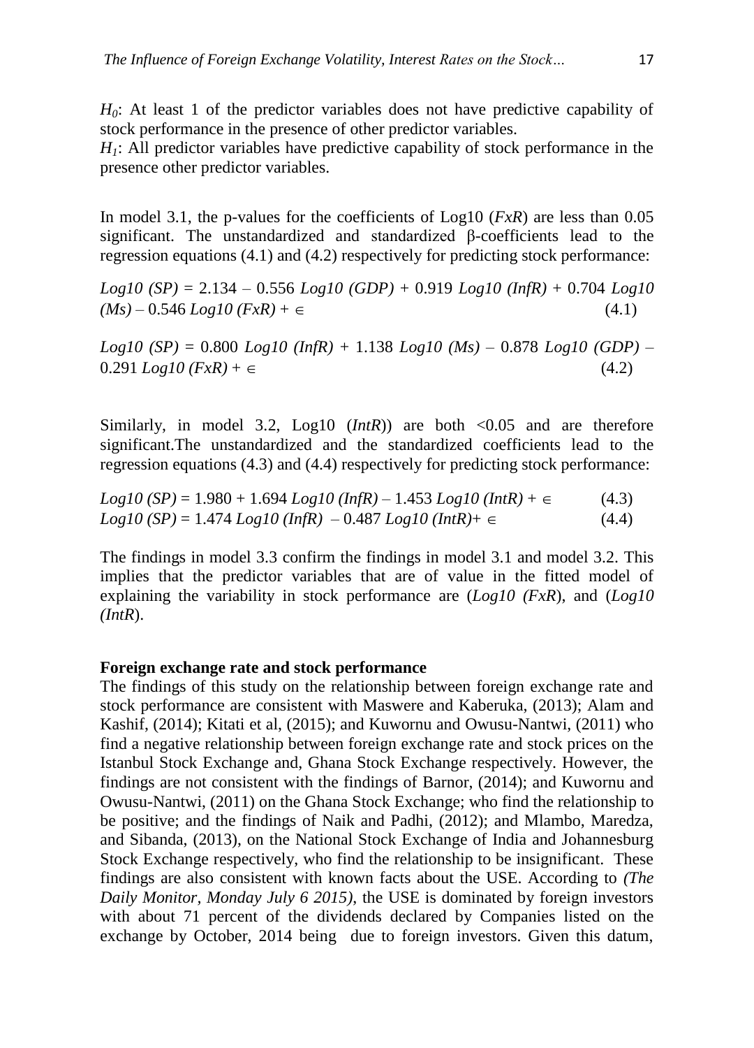$H_0$: At least 1 of the predictor variables does not have predictive capability of stock performance in the presence of other predictor variables.
$H_1$: All predictor variables have predictive capability of stock performance in the presence other predictor variables.

In model 3.1, the p-values for the coefficients of Log10 (*FxR*) are less than 0.05 significant. The unstandardized and standardized β-coefficients lead to the regression equations (4.1) and (4.2) respectively for predicting stock performance:

$$Log10\ (SP) = 2.134 - 0.556\ Log10\ (GDP) + 0.919\ Log10\ (InfR) + 0.704\ Log10\ (Ms) - 0.546\ Log10\ (FxR) + \in \quad (4.1)$$

$$Log10\ (SP) = 0.800\ Log10\ (InfR) + 1.138\ Log10\ (Ms) - 0.878\ Log10\ (GDP) - 0.291\ Log10\ (FxR) + \in \quad (4.2)$$

Similarly, in model 3.2, Log10 (*IntR*)) are both <0.05 and are therefore significant.The unstandardized and the standardized coefficients lead to the regression equations (4.3) and (4.4) respectively for predicting stock performance:

$$Log10\ (SP) = 1.980 + 1.694\ Log10\ (InfR) - 1.453\ Log10\ (IntR) + \in \quad (4.3)$$
$$Log10\ (SP) = 1.474\ Log10\ (InfR) - 0.487\ Log10\ (IntR) + \in \quad (4.4)$$

The findings in model 3.3 confirm the findings in model 3.1 and model 3.2. This implies that the predictor variables that are of value in the fitted model of explaining the variability in stock performance are (*Log10 (FxR*), and (*Log10 (IntR*).

**Foreign exchange rate and stock performance**

The findings of this study on the relationship between foreign exchange rate and stock performance are consistent with Maswere and Kaberuka, (2013); Alam and Kashif, (2014); Kitati et al, (2015); and Kuwornu and Owusu-Nantwi, (2011) who find a negative relationship between foreign exchange rate and stock prices on the Istanbul Stock Exchange and, Ghana Stock Exchange respectively. However, the findings are not consistent with the findings of Barnor, (2014); and Kuwornu and Owusu-Nantwi, (2011) on the Ghana Stock Exchange; who find the relationship to be positive; and the findings of Naik and Padhi, (2012); and Mlambo, Maredza, and Sibanda, (2013), on the National Stock Exchange of India and Johannesburg Stock Exchange respectively, who find the relationship to be insignificant. These findings are also consistent with known facts about the USE. According to *(The Daily Monitor, Monday July 6 2015)*, the USE is dominated by foreign investors with about 71 percent of the dividends declared by Companies listed on the exchange by October, 2014 being due to foreign investors. Given this datum,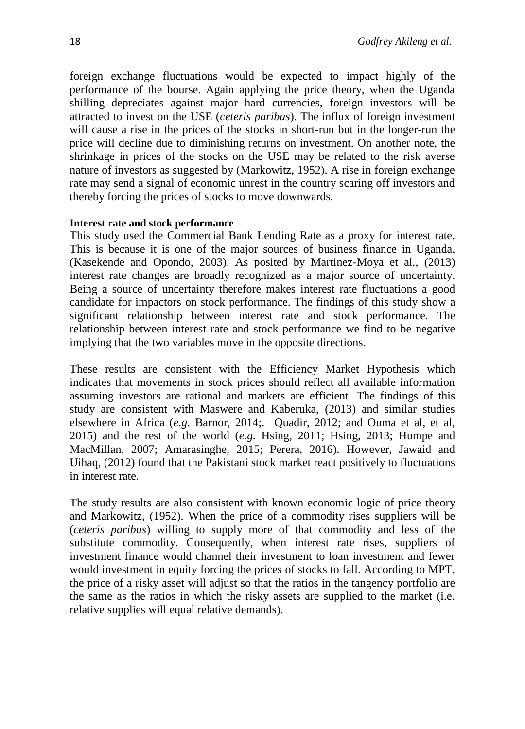foreign exchange fluctuations would be expected to impact highly of the performance of the bourse. Again applying the price theory, when the Uganda shilling depreciates against major hard currencies, foreign investors will be attracted to invest on the USE (*ceteris paribus*). The influx of foreign investment will cause a rise in the prices of the stocks in short-run but in the longer-run the price will decline due to diminishing returns on investment. On another note, the shrinkage in prices of the stocks on the USE may be related to the risk averse nature of investors as suggested by (Markowitz, 1952). A rise in foreign exchange rate may send a signal of economic unrest in the country scaring off investors and thereby forcing the prices of stocks to move downwards.

**Interest rate and stock performance**

This study used the Commercial Bank Lending Rate as a proxy for interest rate. This is because it is one of the major sources of business finance in Uganda, (Kasekende and Opondo, 2003). As posited by Martinez-Moya et al., (2013) interest rate changes are broadly recognized as a major source of uncertainty. Being a source of uncertainty therefore makes interest rate fluctuations a good candidate for impactors on stock performance. The findings of this study show a significant relationship between interest rate and stock performance. The relationship between interest rate and stock performance we find to be negative implying that the two variables move in the opposite directions.

These results are consistent with the Efficiency Market Hypothesis which indicates that movements in stock prices should reflect all available information assuming investors are rational and markets are efficient. The findings of this study are consistent with Maswere and Kaberuka, (2013) and similar studies elsewhere in Africa (*e.g.* Barnor, 2014;. Quadir, 2012; and Ouma et al, et al, 2015) and the rest of the world (*e.g.* Hsing, 2011; Hsing, 2013; Humpe and MacMillan, 2007; Amarasinghe, 2015; Perera, 2016). However, Jawaid and Uihaq, (2012) found that the Pakistani stock market react positively to fluctuations in interest rate.

The study results are also consistent with known economic logic of price theory and Markowitz, (1952). When the price of a commodity rises suppliers will be (*ceteris paribus*) willing to supply more of that commodity and less of the substitute commodity. Consequently, when interest rate rises, suppliers of investment finance would channel their investment to loan investment and fewer would investment in equity forcing the prices of stocks to fall. According to MPT, the price of a risky asset will adjust so that the ratios in the tangency portfolio are the same as the ratios in which the risky assets are supplied to the market (i.e. relative supplies will equal relative demands).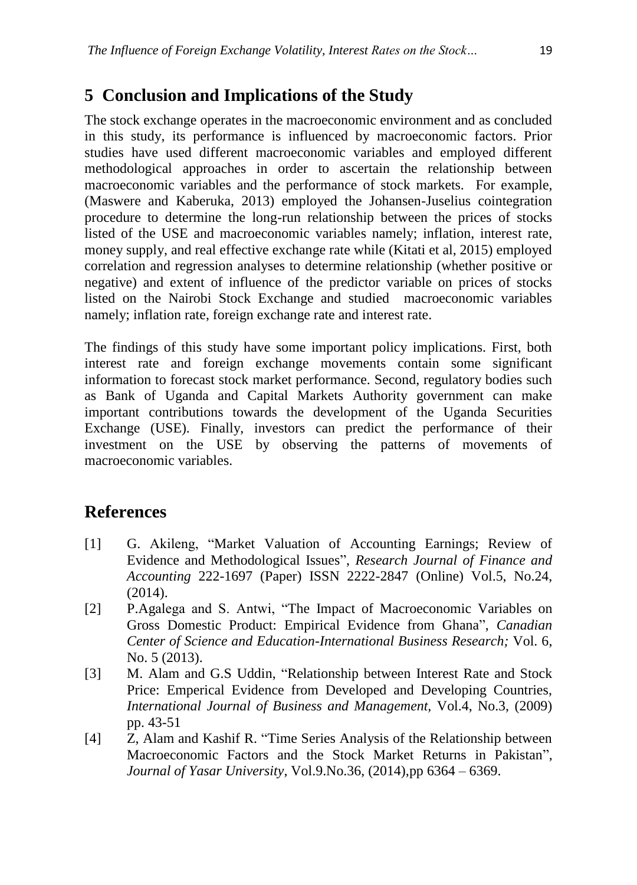## 5 Conclusion and Implications of the Study

The stock exchange operates in the macroeconomic environment and as concluded in this study, its performance is influenced by macroeconomic factors. Prior studies have used different macroeconomic variables and employed different methodological approaches in order to ascertain the relationship between macroeconomic variables and the performance of stock markets. For example, (Maswere and Kaberuka, 2013) employed the Johansen-Juselius cointegration procedure to determine the long-run relationship between the prices of stocks listed of the USE and macroeconomic variables namely; inflation, interest rate, money supply, and real effective exchange rate while (Kitati et al, 2015) employed correlation and regression analyses to determine relationship (whether positive or negative) and extent of influence of the predictor variable on prices of stocks listed on the Nairobi Stock Exchange and studied macroeconomic variables namely; inflation rate, foreign exchange rate and interest rate.

The findings of this study have some important policy implications. First, both interest rate and foreign exchange movements contain some significant information to forecast stock market performance. Second, regulatory bodies such as Bank of Uganda and Capital Markets Authority government can make important contributions towards the development of the Uganda Securities Exchange (USE). Finally, investors can predict the performance of their investment on the USE by observing the patterns of movements of macroeconomic variables.

## References

[1] G. Akileng, "Market Valuation of Accounting Earnings; Review of Evidence and Methodological Issues", *Research Journal of Finance and Accounting* 222-1697 (Paper) ISSN 2222-2847 (Online) Vol.5, No.24, (2014).

[2] P.Agalega and S. Antwi, "The Impact of Macroeconomic Variables on Gross Domestic Product: Empirical Evidence from Ghana", *Canadian Center of Science and Education-International Business Research;* Vol. 6, No. 5 (2013).

[3] M. Alam and G.S Uddin, "Relationship between Interest Rate and Stock Price: Emperical Evidence from Developed and Developing Countries, *International Journal of Business and Management*, Vol.4, No.3, (2009) pp. 43-51

[4] Z, Alam and Kashif R. "Time Series Analysis of the Relationship between Macroeconomic Factors and the Stock Market Returns in Pakistan", *Journal of Yasar University*, Vol.9.No.36, (2014),pp 6364 – 6369.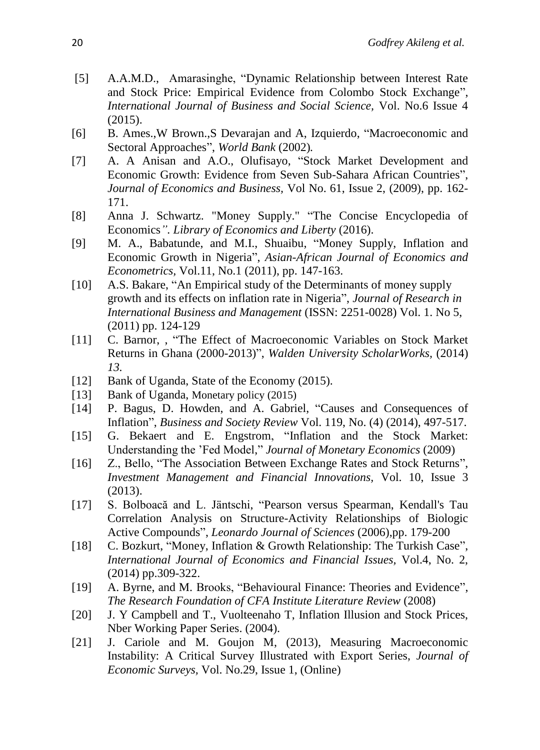[5] A.A.M.D., Amarasinghe, "Dynamic Relationship between Interest Rate and Stock Price: Empirical Evidence from Colombo Stock Exchange", *International Journal of Business and Social Science,* Vol. No.6 Issue 4 (2015).

[6] B. Ames.,W Brown.,S Devarajan and A, Izquierdo, "Macroeconomic and Sectoral Approaches", *World Bank* (2002)*.*

[7] A. A Anisan and A.O., Olufisayo, "Stock Market Development and Economic Growth: Evidence from Seven Sub-Sahara African Countries", *Journal of Economics and Business,* Vol No. 61, Issue 2, (2009), pp. 162-171.

[8] Anna J. Schwartz. "Money Supply." "The Concise Encyclopedia of Economics*". Library of Economics and Liberty* (2016).

[9] M. A., Babatunde, and M.I., Shuaibu, "Money Supply, Inflation and Economic Growth in Nigeria", *Asian-African Journal of Economics and Econometrics*, Vol.11, No.1 (2011), pp. 147-163.

[10] A.S. Bakare, "An Empirical study of the Determinants of money supply growth and its effects on inflation rate in Nigeria", *Journal of Research in International Business and Management* (ISSN: 2251-0028) Vol. 1. No 5, (2011) pp. 124-129

[11] C. Barnor, , "The Effect of Macroeconomic Variables on Stock Market Returns in Ghana (2000-2013)", *Walden University ScholarWorks,* (2014) *13.*

[12] Bank of Uganda, State of the Economy (2015).

[13] Bank of Uganda, Monetary policy (2015)

[14] P. Bagus, D. Howden, and A. Gabriel, "Causes and Consequences of Inflation", *Business and Society Review* Vol. 119, No. (4) (2014), 497-517.

[15] G. Bekaert and E. Engstrom, "Inflation and the Stock Market: Understanding the 'Fed Model," *Journal of Monetary Economics* (2009)

[16] Z., Bello, "The Association Between Exchange Rates and Stock Returns", *Investment Management and Financial Innovations*, Vol. 10, Issue 3 (2013).

[17] S. Bolboacă and L. Jäntschi, "Pearson versus Spearman, Kendall's Tau Correlation Analysis on Structure-Activity Relationships of Biologic Active Compounds", *Leonardo Journal of Sciences* (2006),pp. 179-200

[18] C. Bozkurt, "Money, Inflation & Growth Relationship: The Turkish Case", *International Journal of Economics and Financial Issues,* Vol.4, No. 2, (2014) pp.309-322.

[19] A. Byrne, and M. Brooks, "Behavioural Finance: Theories and Evidence", *The Research Foundation of CFA Institute Literature Review* (2008)

[20] J. Y Campbell and T., Vuolteenaho T, Inflation Illusion and Stock Prices, Nber Working Paper Series. (2004).

[21] J. Cariole and M. Goujon M, (2013), Measuring Macroeconomic Instability: A Critical Survey Illustrated with Export Series, *Journal of Economic Surveys*, Vol. No.29, Issue 1, (Online)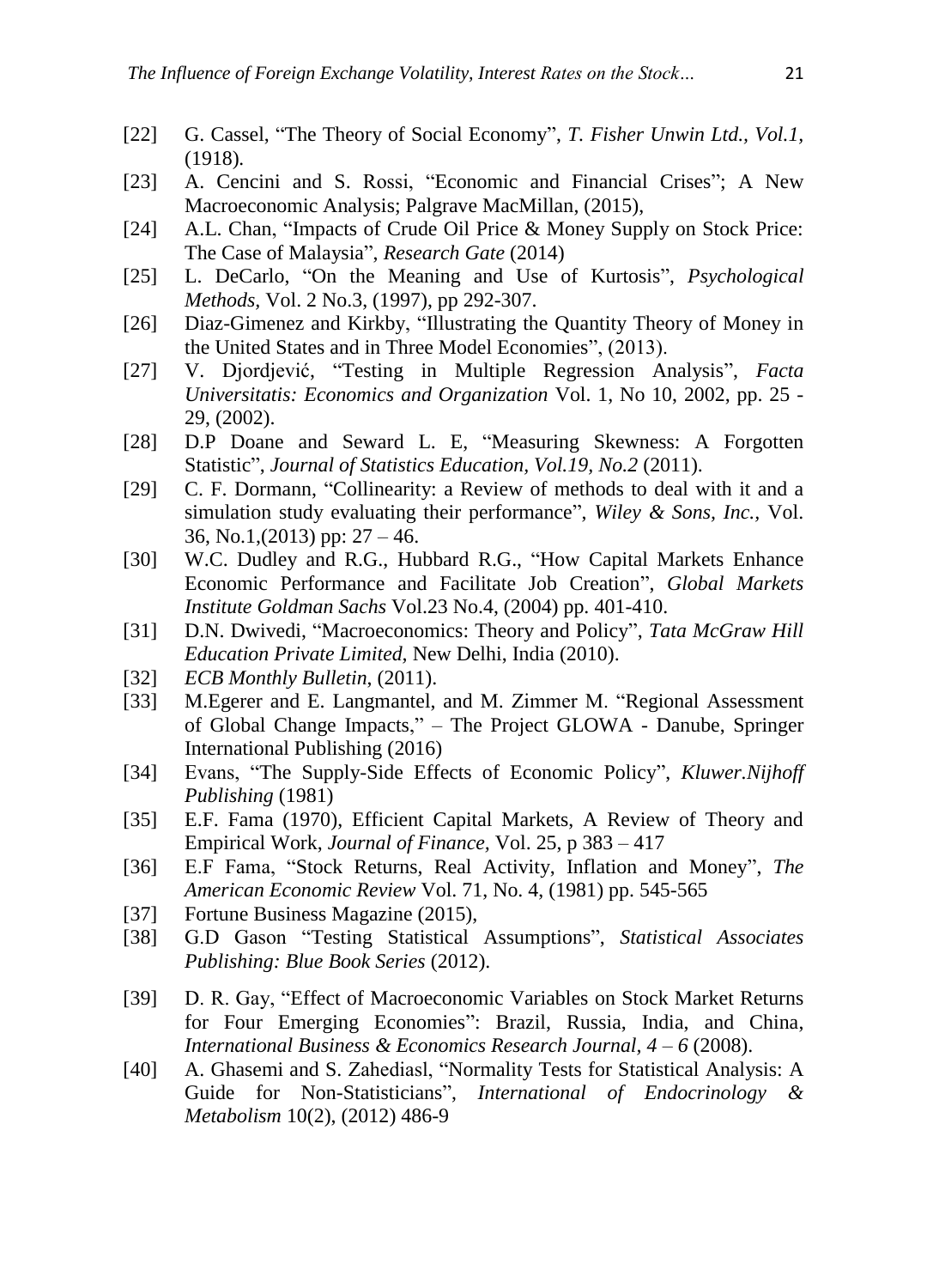[22] G. Cassel, "The Theory of Social Economy", *T. Fisher Unwin Ltd., Vol.1,* (1918).

[23] A. Cencini and S. Rossi, "Economic and Financial Crises"; A New Macroeconomic Analysis; Palgrave MacMillan, (2015),

[24] A.L. Chan, "Impacts of Crude Oil Price & Money Supply on Stock Price: The Case of Malaysia", *Research Gate* (2014)

[25] L. DeCarlo, "On the Meaning and Use of Kurtosis", *Psychological Methods*, Vol. 2 No.3, (1997), pp 292-307.

[26] Diaz-Gimenez and Kirkby, "Illustrating the Quantity Theory of Money in the United States and in Three Model Economies", (2013).

[27] V. Djordjević, "Testing in Multiple Regression Analysis", *Facta Universitatis: Economics and Organization* Vol. 1, No 10, 2002, pp. 25 - 29, (2002).

[28] D.P Doane and Seward L. E, "Measuring Skewness: A Forgotten Statistic", *Journal of Statistics Education, Vol.19, No.2* (2011).

[29] C. F. Dormann, "Collinearity: a Review of methods to deal with it and a simulation study evaluating their performance", *Wiley & Sons, Inc.,* Vol. 36, No.1,(2013) pp: 27 – 46.

[30] W.C. Dudley and R.G., Hubbard R.G., "How Capital Markets Enhance Economic Performance and Facilitate Job Creation", *Global Markets Institute Goldman Sachs* Vol.23 No.4, (2004) pp. 401-410.

[31] D.N. Dwivedi, "Macroeconomics: Theory and Policy", *Tata McGraw Hill Education Private Limited,* New Delhi, India (2010).

[32] *ECB Monthly Bulletin*, (2011).

[33] M.Egerer and E. Langmantel, and M. Zimmer M. "Regional Assessment of Global Change Impacts," – The Project GLOWA - Danube, Springer International Publishing (2016)

[34] Evans, "The Supply-Side Effects of Economic Policy", *Kluwer.Nijhoff Publishing* (1981)

[35] E.F. Fama (1970), Efficient Capital Markets, A Review of Theory and Empirical Work, *Journal of Finance,* Vol. 25, p 383 – 417

[36] E.F Fama, "Stock Returns, Real Activity, Inflation and Money", *The American Economic Review* Vol. 71, No. 4, (1981) pp. 545-565

[37] Fortune Business Magazine (2015),

[38] G.D Gason "Testing Statistical Assumptions", *Statistical Associates Publishing: Blue Book Series* (2012).

[39] D. R. Gay, "Effect of Macroeconomic Variables on Stock Market Returns for Four Emerging Economies": Brazil, Russia, India, and China, *International Business & Economics Research Journal, 4 – 6* (2008).

[40] A. Ghasemi and S. Zahediasl, "Normality Tests for Statistical Analysis: A Guide for Non-Statisticians", *International of Endocrinology & Metabolism* 10(2), (2012) 486-9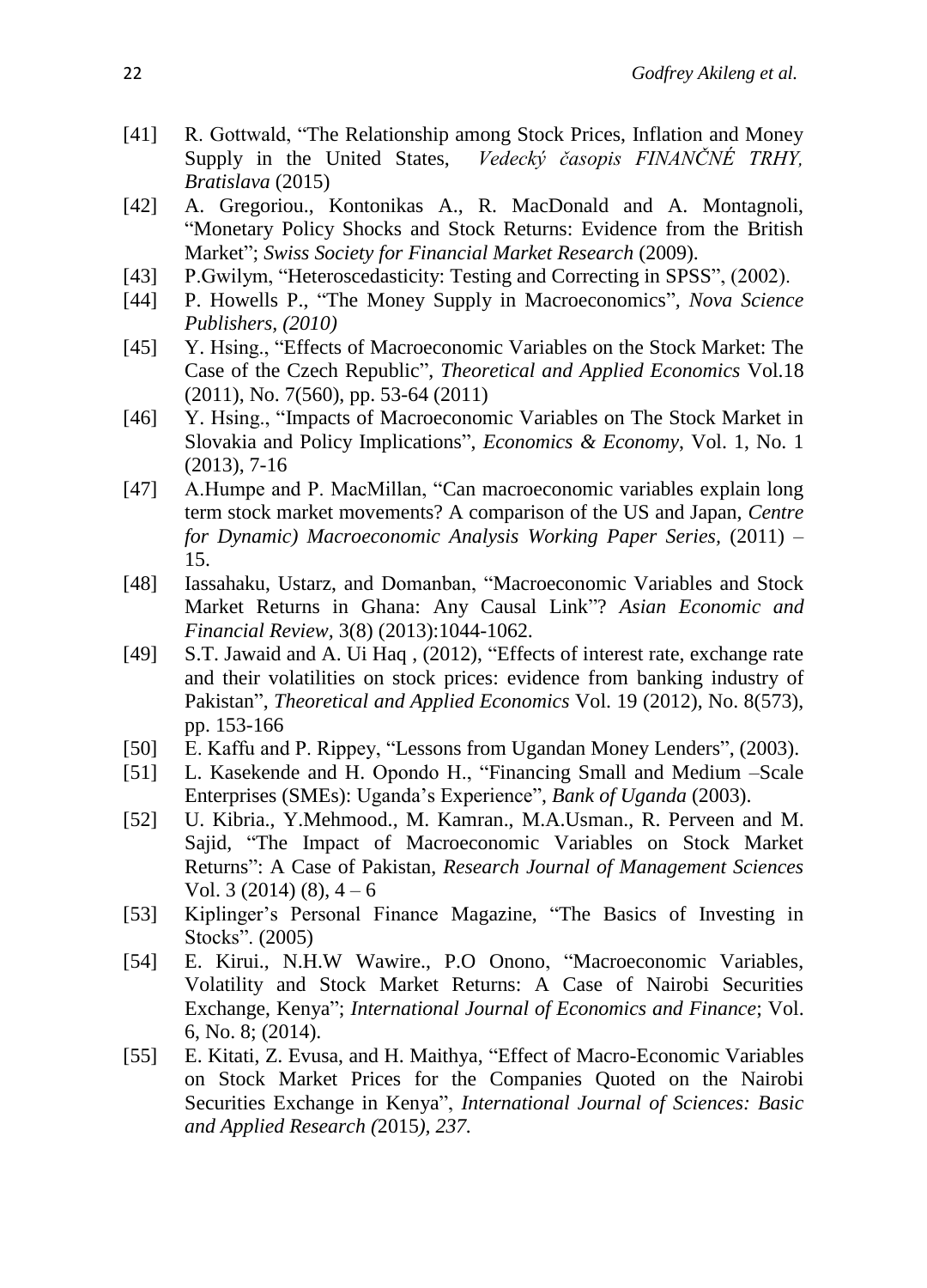[41] R. Gottwald, "The Relationship among Stock Prices, Inflation and Money Supply in the United States, *Vedecký časopis FINANČNÉ TRHY, Bratislava* (2015)

[42] A. Gregoriou., Kontonikas A., R. MacDonald and A. Montagnoli, "Monetary Policy Shocks and Stock Returns: Evidence from the British Market"; *Swiss Society for Financial Market Research* (2009).

[43] P.Gwilym, "Heteroscedasticity: Testing and Correcting in SPSS", (2002).

[44] P. Howells P., "The Money Supply in Macroeconomics", *Nova Science Publishers, (2010)*

[45] Y. Hsing., "Effects of Macroeconomic Variables on the Stock Market: The Case of the Czech Republic", *Theoretical and Applied Economics* Vol.18 (2011), No. 7(560), pp. 53-64 (2011)

[46] Y. Hsing., "Impacts of Macroeconomic Variables on The Stock Market in Slovakia and Policy Implications", *Economics & Economy*, Vol. 1, No. 1 (2013), 7-16

[47] A.Humpe and P. MacMillan, "Can macroeconomic variables explain long term stock market movements? A comparison of the US and Japan, *Centre for Dynamic) Macroeconomic Analysis Working Paper Series*, (2011) – 15.

[48] Iassahaku, Ustarz, and Domanban, "Macroeconomic Variables and Stock Market Returns in Ghana: Any Causal Link"? *Asian Economic and Financial Review*, 3(8) (2013):1044-1062.

[49] S.T. Jawaid and A. Ui Haq , (2012), "Effects of interest rate, exchange rate and their volatilities on stock prices: evidence from banking industry of Pakistan", *Theoretical and Applied Economics* Vol. 19 (2012), No. 8(573), pp. 153-166

[50] E. Kaffu and P. Rippey, "Lessons from Ugandan Money Lenders", (2003).

[51] L. Kasekende and H. Opondo H., "Financing Small and Medium –Scale Enterprises (SMEs): Uganda's Experience", *Bank of Uganda* (2003).

[52] U. Kibria., Y.Mehmood., M. Kamran., M.A.Usman., R. Perveen and M. Sajid, "The Impact of Macroeconomic Variables on Stock Market Returns": A Case of Pakistan, *Research Journal of Management Sciences* Vol. 3 (2014) (8), 4 – 6

[53] Kiplinger's Personal Finance Magazine, "The Basics of Investing in Stocks". (2005)

[54] E. Kirui., N.H.W Wawire., P.O Onono, "Macroeconomic Variables, Volatility and Stock Market Returns: A Case of Nairobi Securities Exchange, Kenya"; *International Journal of Economics and Finance*; Vol. 6, No. 8; (2014).

[55] E. Kitati, Z. Evusa, and H. Maithya, "Effect of Macro-Economic Variables on Stock Market Prices for the Companies Quoted on the Nairobi Securities Exchange in Kenya", *International Journal of Sciences: Basic and Applied Research (*2015*), 237.*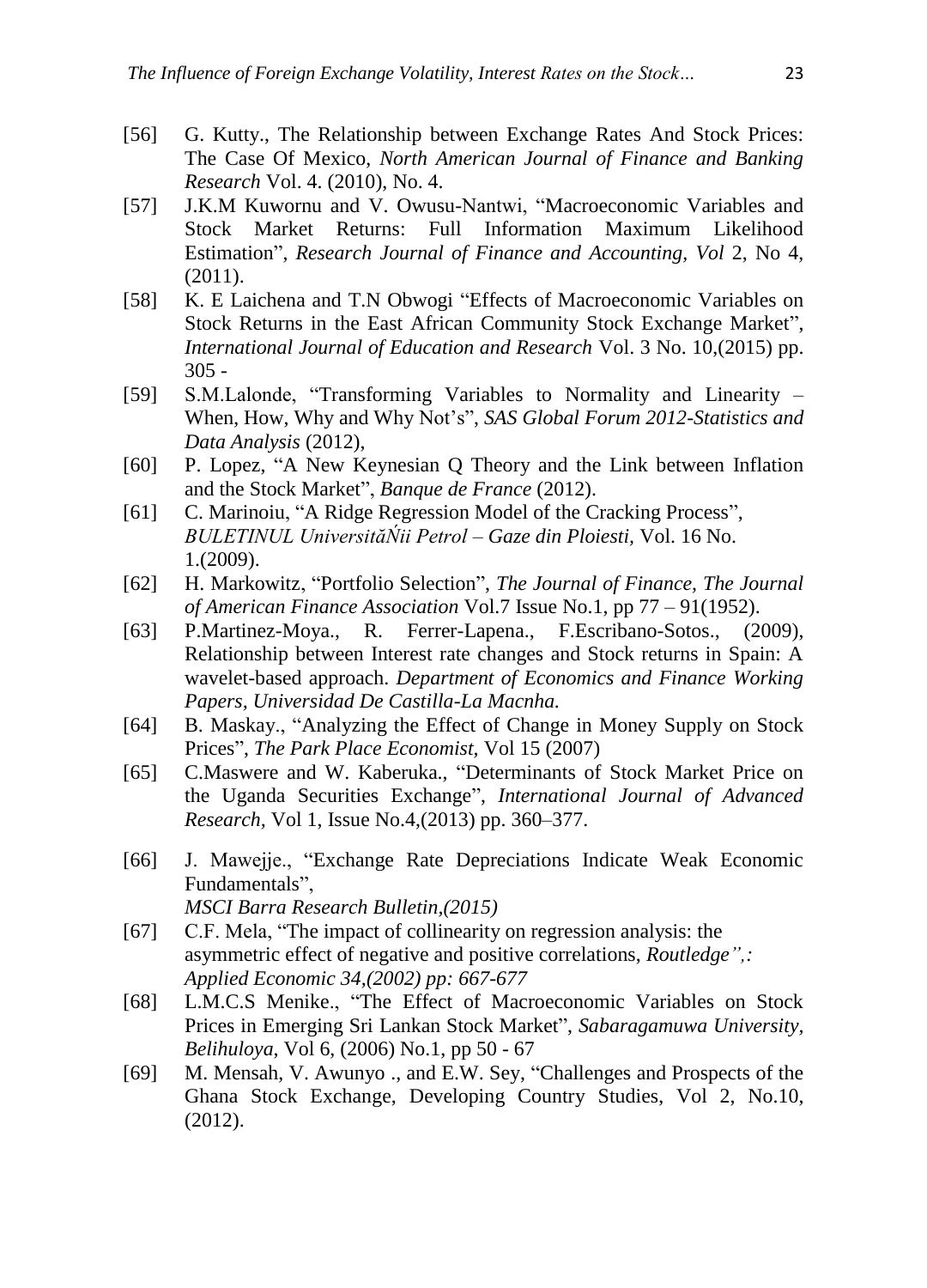[56] G. Kutty., The Relationship between Exchange Rates And Stock Prices: The Case Of Mexico, *North American Journal of Finance and Banking Research* Vol. 4. (2010), No. 4.

[57] J.K.M Kuwornu and V. Owusu-Nantwi, "Macroeconomic Variables and Stock Market Returns: Full Information Maximum Likelihood Estimation", *Research Journal of Finance and Accounting, Vol* 2, No 4, (2011).

[58] K. E Laichena and T.N Obwogi "Effects of Macroeconomic Variables on Stock Returns in the East African Community Stock Exchange Market", *International Journal of Education and Research* Vol. 3 No. 10,(2015) pp. 305 -

[59] S.M.Lalonde, "Transforming Variables to Normality and Linearity – When, How, Why and Why Not's", *SAS Global Forum 2012-Statistics and Data Analysis* (2012),

[60] P. Lopez, "A New Keynesian Q Theory and the Link between Inflation and the Stock Market", *Banque de France* (2012).

[61] C. Marinoiu, "A Ridge Regression Model of the Cracking Process", *BULETINUL UniversităŃii Petrol – Gaze din Ploiesti,* Vol. 16 No. 1.(2009).

[62] H. Markowitz, "Portfolio Selection", *The Journal of Finance, The Journal of American Finance Association* Vol.7 Issue No.1, pp 77 – 91(1952).

[63] P.Martinez-Moya., R. Ferrer-Lapena., F.Escribano-Sotos., (2009), Relationship between Interest rate changes and Stock returns in Spain: A wavelet-based approach. *Department of Economics and Finance Working Papers, Universidad De Castilla-La Macnha.*

[64] B. Maskay., "Analyzing the Effect of Change in Money Supply on Stock Prices", *The Park Place Economist,* Vol 15 (2007)

[65] C.Maswere and W. Kaberuka., "Determinants of Stock Market Price on the Uganda Securities Exchange", *International Journal of Advanced Research,* Vol 1, Issue No.4,(2013) pp. 360–377.

[66] J. Mawejje., "Exchange Rate Depreciations Indicate Weak Economic Fundamentals", *MSCI Barra Research Bulletin,(2015)*

[67] C.F. Mela, "The impact of collinearity on regression analysis: the asymmetric effect of negative and positive correlations, *Routledge",: Applied Economic 34,(2002) pp: 667-677*

[68] L.M.C.S Menike., "The Effect of Macroeconomic Variables on Stock Prices in Emerging Sri Lankan Stock Market", *Sabaragamuwa University, Belihuloya,* Vol 6, (2006) No.1, pp 50 - 67

[69] M. Mensah, V. Awunyo ., and E.W. Sey, "Challenges and Prospects of the Ghana Stock Exchange, Developing Country Studies, Vol 2, No.10, (2012).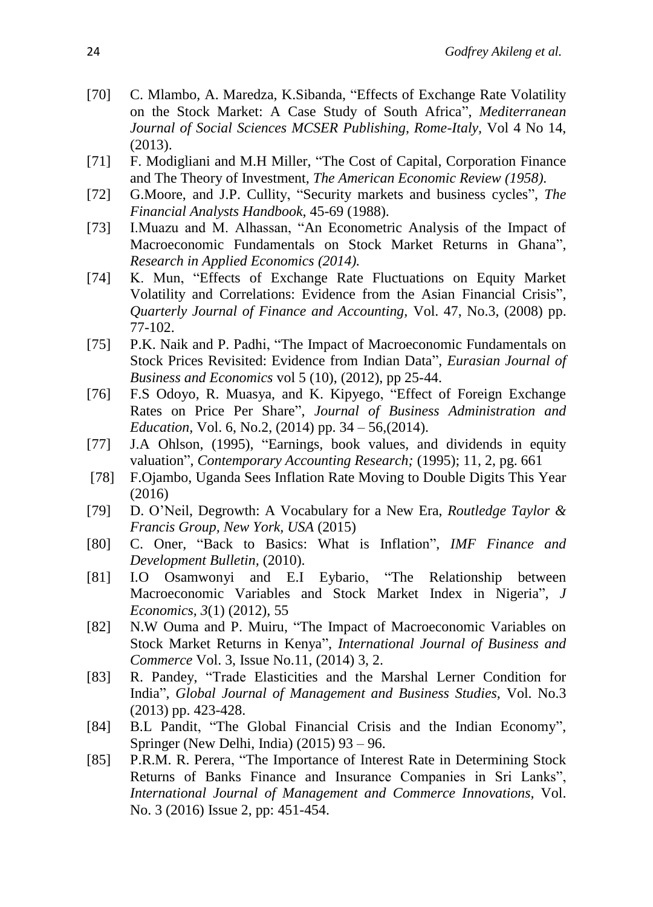[70] C. Mlambo, A. Maredza, K.Sibanda, "Effects of Exchange Rate Volatility on the Stock Market: A Case Study of South Africa", *Mediterranean Journal of Social Sciences MCSER Publishing, Rome-Italy,* Vol 4 No 14, (2013).

[71] F. Modigliani and M.H Miller, "The Cost of Capital, Corporation Finance and The Theory of Investment, *The American Economic Review (1958).*

[72] G.Moore, and J.P. Cullity, "Security markets and business cycles", *The Financial Analysts Handbook,* 45-69 (1988).

[73] I.Muazu and M. Alhassan, "An Econometric Analysis of the Impact of Macroeconomic Fundamentals on Stock Market Returns in Ghana", *Research in Applied Economics (2014).*

[74] K. Mun, "Effects of Exchange Rate Fluctuations on Equity Market Volatility and Correlations: Evidence from the Asian Financial Crisis", *Quarterly Journal of Finance and Accounting,* Vol. 47, No.3, (2008) pp. 77-102.

[75] P.K. Naik and P. Padhi, "The Impact of Macroeconomic Fundamentals on Stock Prices Revisited: Evidence from Indian Data", *Eurasian Journal of Business and Economics* vol 5 (10), (2012), pp 25-44.

[76] F.S Odoyo, R. Muasya, and K. Kipyego, "Effect of Foreign Exchange Rates on Price Per Share", *Journal of Business Administration and Education,* Vol. 6, No.2, (2014) pp. 34 – 56,(2014).

[77] J.A Ohlson, (1995), "Earnings, book values, and dividends in equity valuation", *Contemporary Accounting Research;* (1995); 11, 2, pg. 661

[78] F.Ojambo, Uganda Sees Inflation Rate Moving to Double Digits This Year (2016)

[79] D. O'Neil, Degrowth: A Vocabulary for a New Era, *Routledge Taylor & Francis Group, New York, USA* (2015)

[80] C. Oner, "Back to Basics: What is Inflation", *IMF Finance and Development Bulletin,* (2010).

[81] I.O Osamwonyi and E.I Eybario, "The Relationship between Macroeconomic Variables and Stock Market Index in Nigeria", *J Economics, 3*(1) (2012), 55

[82] N.W Ouma and P. Muiru, "The Impact of Macroeconomic Variables on Stock Market Returns in Kenya", *International Journal of Business and Commerce* Vol. 3, Issue No.11, (2014) 3, 2.

[83] R. Pandey, "Trade Elasticities and the Marshal Lerner Condition for India", *Global Journal of Management and Business Studies,* Vol. No.3 (2013) pp. 423-428.

[84] B.L Pandit, "The Global Financial Crisis and the Indian Economy", Springer (New Delhi, India) (2015) 93 – 96.

[85] P.R.M. R. Perera, "The Importance of Interest Rate in Determining Stock Returns of Banks Finance and Insurance Companies in Sri Lanks", *International Journal of Management and Commerce Innovations,* Vol. No. 3 (2016) Issue 2, pp: 451-454.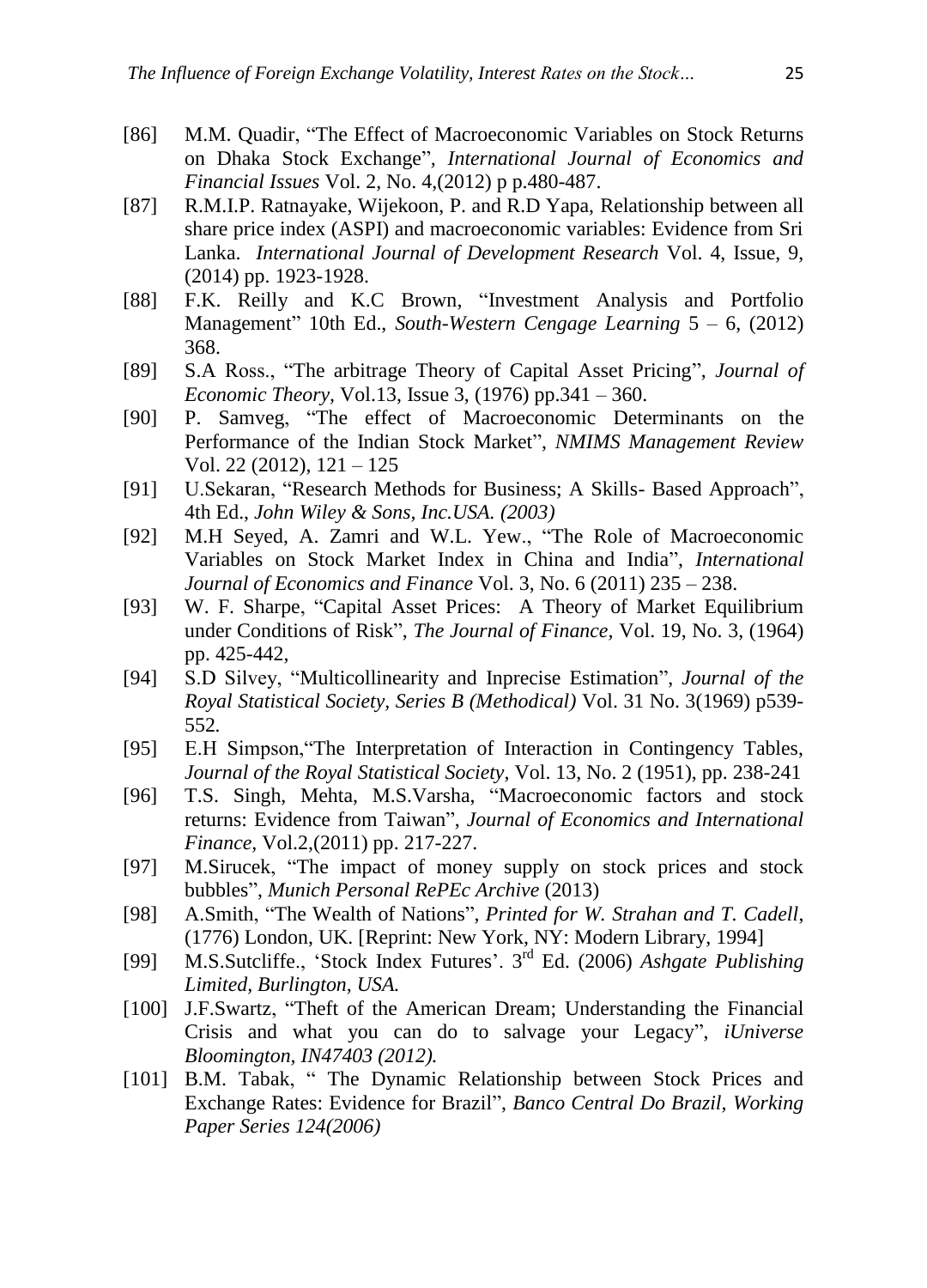[86] M.M. Quadir, “The Effect of Macroeconomic Variables on Stock Returns on Dhaka Stock Exchange”, *International Journal of Economics and Financial Issues* Vol. 2, No. 4,(2012) p p.480-487.

[87] R.M.I.P. Ratnayake, Wijekoon, P. and R.D Yapa, Relationship between all share price index (ASPI) and macroeconomic variables: Evidence from Sri Lanka. *International Journal of Development Research* Vol. 4, Issue, 9, (2014) pp. 1923-1928.

[88] F.K. Reilly and K.C Brown, “Investment Analysis and Portfolio Management” 10th Ed., *South-Western Cengage Learning* 5 – 6, (2012) 368.

[89] S.A Ross., “The arbitrage Theory of Capital Asset Pricing”, *Journal of Economic Theory*, Vol.13, Issue 3, (1976) pp.341 – 360.

[90] P. Samveg, “The effect of Macroeconomic Determinants on the Performance of the Indian Stock Market”, *NMIMS Management Review* Vol. 22 (2012), 121 – 125

[91] U.Sekaran, “Research Methods for Business; A Skills- Based Approach”, 4th Ed., *John Wiley & Sons, Inc.USA. (2003)*

[92] M.H Seyed, A. Zamri and W.L. Yew., “The Role of Macroeconomic Variables on Stock Market Index in China and India”, *International Journal of Economics and Finance* Vol. 3, No. 6 (2011) 235 – 238.

[93] W. F. Sharpe, “Capital Asset Prices: A Theory of Market Equilibrium under Conditions of Risk”, *The Journal of Finance*, Vol. 19, No. 3, (1964) pp. 425-442,

[94] S.D Silvey, “Multicollinearity and Inprecise Estimation”, *Journal of the Royal Statistical Society, Series B (Methodical)* Vol. 31 No. 3(1969) p539-552.

[95] E.H Simpson,“The Interpretation of Interaction in Contingency Tables, *Journal of the Royal Statistical Society*, Vol. 13, No. 2 (1951), pp. 238-241

[96] T.S. Singh, Mehta, M.S.Varsha, “Macroeconomic factors and stock returns: Evidence from Taiwan”, *Journal of Economics and International Finance*, Vol.2,(2011) pp. 217-227.

[97] M.Sirucek, “The impact of money supply on stock prices and stock bubbles”, *Munich Personal RePEc Archive* (2013)

[98] A.Smith, “The Wealth of Nations”, *Printed for W. Strahan and T. Cadell*, (1776) London, UK. [Reprint: New York, NY: Modern Library, 1994]

[99] M.S.Sutcliffe., ‘Stock Index Futures’. 3rd Ed. (2006) *Ashgate Publishing Limited, Burlington, USA.*

[100] J.F.Swartz, “Theft of the American Dream; Understanding the Financial Crisis and what you can do to salvage your Legacy”, *iUniverse Bloomington, IN47403 (2012).*

[101] B.M. Tabak, “ The Dynamic Relationship between Stock Prices and Exchange Rates: Evidence for Brazil”, *Banco Central Do Brazil, Working Paper Series 124(2006)*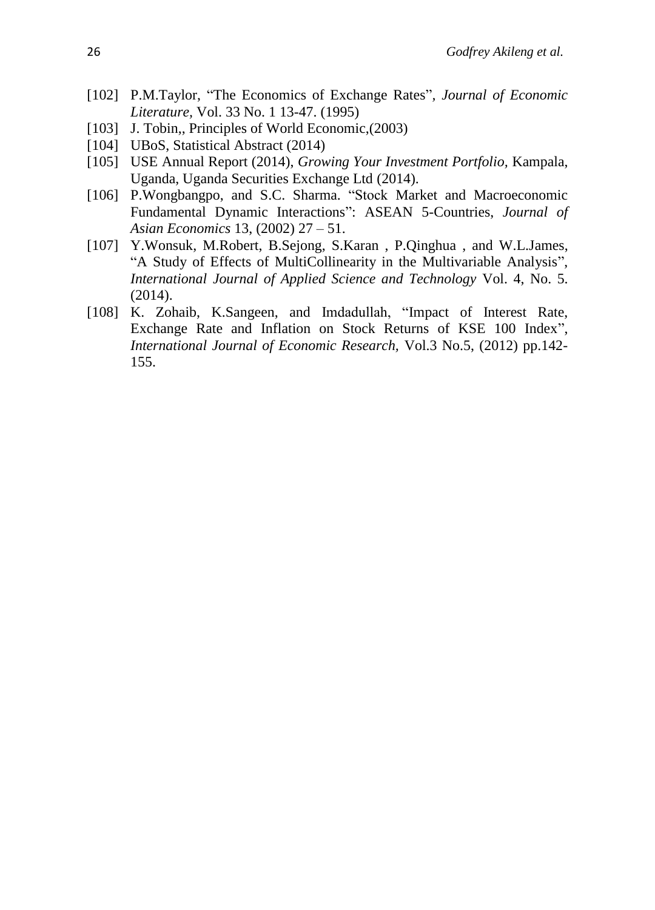[102] P.M.Taylor, "The Economics of Exchange Rates", *Journal of Economic Literature,* Vol. 33 No. 1 13-47. (1995)

[103] J. Tobin,, Principles of World Economic,(2003)

[104] UBoS, Statistical Abstract (2014)

[105] USE Annual Report (2014), *Growing Your Investment Portfolio*, Kampala, Uganda, Uganda Securities Exchange Ltd (2014).

[106] P.Wongbangpo, and S.C. Sharma. "Stock Market and Macroeconomic Fundamental Dynamic Interactions": ASEAN 5-Countries, *Journal of Asian Economics* 13, (2002) 27 – 51.

[107] Y.Wonsuk, M.Robert, B.Sejong, S.Karan , P.Qinghua , and W.L.James, "A Study of Effects of MultiCollinearity in the Multivariable Analysis", *International Journal of Applied Science and Technology* Vol. 4, No. 5. (2014).

[108] K. Zohaib, K.Sangeen, and Imdadullah, "Impact of Interest Rate, Exchange Rate and Inflation on Stock Returns of KSE 100 Index", *International Journal of Economic Research,* Vol.3 No.5, (2012) pp.142-155.